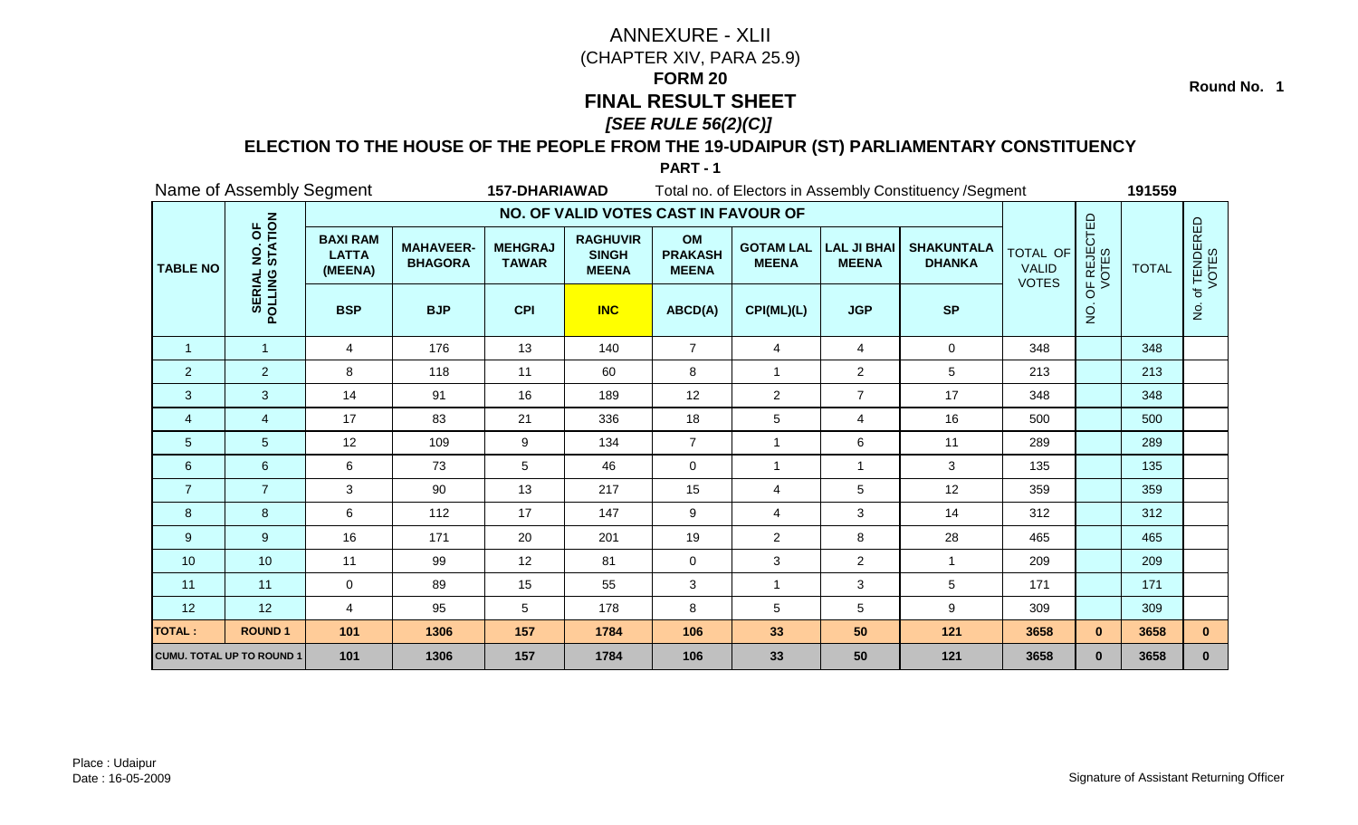# ANNEXURE - XLII

(CHAPTER XIV, PARA 25.9)

**FORM 20**

# FINAL RESULT SHEET

***[SEE RULE 56(2)(C)]***

**Round No. 1**

## ELECTION TO THE HOUSE OF THE PEOPLE FROM THE 19-UDAIPUR (ST) PARLIAMENTARY CONSTITUENCY

**PART - 1**

Name of Assembly Segment **157-DHARIAWAD** Total no. of Electors in Assembly Constituency /Segment **191559**

| TABLE NO | SERIAL NO. OF POLLING STATION | NO. OF VALID VOTES CAST IN FAVOUR OF | | | | | | | | TOTAL OF VALID VOTES | NO. OF REJECTED VOTES | TOTAL | No. of TENDERED VOTES |
|---|---|---|---|---|---|---|---|---|---|---|---|---|---|
| | | BAXI RAM LATTA (MEENA) | MAHAVEER-BHAGORA | MEHGRAJ TAWAR | RAGHUVIR SINGH MEENA | OM PRAKASH MEENA | GOTAM LAL MEENA | LAL JI BHAI MEENA | SHAKUNTALA DHANKA | | | | |
| | | BSP | BJP | CPI | INC | ABCD(A) | CPI(ML)(L) | JGP | SP | | | | |
| 1 | 1 | 4 | 176 | 13 | 140 | 7 | 4 | 4 | 0 | 348 | | 348 | |
| 2 | 2 | 8 | 118 | 11 | 60 | 8 | 1 | 2 | 5 | 213 | | 213 | |
| 3 | 3 | 14 | 91 | 16 | 189 | 12 | 2 | 7 | 17 | 348 | | 348 | |
| 4 | 4 | 17 | 83 | 21 | 336 | 18 | 5 | 4 | 16 | 500 | | 500 | |
| 5 | 5 | 12 | 109 | 9 | 134 | 7 | 1 | 6 | 11 | 289 | | 289 | |
| 6 | 6 | 6 | 73 | 5 | 46 | 0 | 1 | 1 | 3 | 135 | | 135 | |
| 7 | 7 | 3 | 90 | 13 | 217 | 15 | 4 | 5 | 12 | 359 | | 359 | |
| 8 | 8 | 6 | 112 | 17 | 147 | 9 | 4 | 3 | 14 | 312 | | 312 | |
| 9 | 9 | 16 | 171 | 20 | 201 | 19 | 2 | 8 | 28 | 465 | | 465 | |
| 10 | 10 | 11 | 99 | 12 | 81 | 0 | 3 | 2 | 1 | 209 | | 209 | |
| 11 | 11 | 0 | 89 | 15 | 55 | 3 | 1 | 3 | 5 | 171 | | 171 | |
| 12 | 12 | 4 | 95 | 5 | 178 | 8 | 5 | 5 | 9 | 309 | | 309 | |
| **TOTAL :** | **ROUND 1** | **101** | **1306** | **157** | **1784** | **106** | **33** | **50** | **121** | **3658** | **0** | **3658** | **0** |
| **CUMU. TOTAL UP TO ROUND 1** | | **101** | **1306** | **157** | **1784** | **106** | **33** | **50** | **121** | **3658** | **0** | **3658** | **0** |

Place : Udaipur

Date : 16-05-2009

Signature of Assistant Returning Officer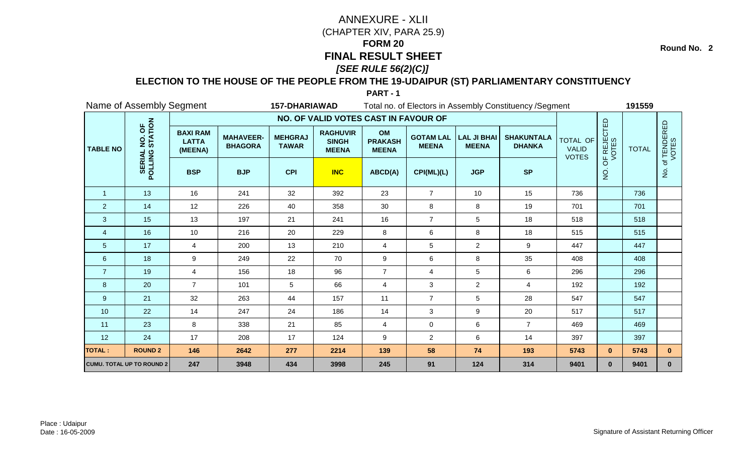# ANNEXURE - XLII

(CHAPTER XIV, PARA 25.9)

**FORM 20**

# FINAL RESULT SHEET

***[SEE RULE 56(2)(C)]***

Round No. 2

## ELECTION TO THE HOUSE OF THE PEOPLE FROM THE 19-UDAIPUR (ST) PARLIAMENTARY CONSTITUENCY

**PART - 1**

Name of Assembly Segment **157-DHARIAWAD** Total no. of Electors in Assembly Constituency /Segment **191559**

| TABLE NO | SERIAL NO. OF POLLING STATION | NO. OF VALID VOTES CAST IN FAVOUR OF | | | | | | | | TOTAL OF VALID VOTES | NO. OF REJECTED VOTES | TOTAL | No. of TENDERED VOTES |
|---|---|---|---|---|---|---|---|---|---|---|---|---|---|
| | | BAXI RAM LATTA (MEENA) | MAHAVEER-BHAGORA | MEHGRAJ TAWAR | RAGHUVIR SINGH MEENA | OM PRAKASH MEENA | GOTAM LAL MEENA | LAL JI BHAI MEENA | SHAKUNTALA DHANKA | | | | |
| | | BSP | BJP | CPI | INC | ABCD(A) | CPI(ML)(L) | JGP | SP | | | | |
| 1 | 13 | 16 | 241 | 32 | 392 | 23 | 7 | 10 | 15 | 736 | | 736 | |
| 2 | 14 | 12 | 226 | 40 | 358 | 30 | 8 | 8 | 19 | 701 | | 701 | |
| 3 | 15 | 13 | 197 | 21 | 241 | 16 | 7 | 5 | 18 | 518 | | 518 | |
| 4 | 16 | 10 | 216 | 20 | 229 | 8 | 6 | 8 | 18 | 515 | | 515 | |
| 5 | 17 | 4 | 200 | 13 | 210 | 4 | 5 | 2 | 9 | 447 | | 447 | |
| 6 | 18 | 9 | 249 | 22 | 70 | 9 | 6 | 8 | 35 | 408 | | 408 | |
| 7 | 19 | 4 | 156 | 18 | 96 | 7 | 4 | 5 | 6 | 296 | | 296 | |
| 8 | 20 | 7 | 101 | 5 | 66 | 4 | 3 | 2 | 4 | 192 | | 192 | |
| 9 | 21 | 32 | 263 | 44 | 157 | 11 | 7 | 5 | 28 | 547 | | 547 | |
| 10 | 22 | 14 | 247 | 24 | 186 | 14 | 3 | 9 | 20 | 517 | | 517 | |
| 11 | 23 | 8 | 338 | 21 | 85 | 4 | 0 | 6 | 7 | 469 | | 469 | |
| 12 | 24 | 17 | 208 | 17 | 124 | 9 | 2 | 6 | 14 | 397 | | 397 | |
| **TOTAL :** | **ROUND 2** | **146** | **2642** | **277** | **2214** | **139** | **58** | **74** | **193** | **5743** | **0** | **5743** | **0** |
| **CUMU. TOTAL UP TO ROUND 2** | | **247** | **3948** | **434** | **3998** | **245** | **91** | **124** | **314** | **9401** | **0** | **9401** | **0** |

Place : Udaipur
Date : 16-05-2009

Signature of Assistant Returning Officer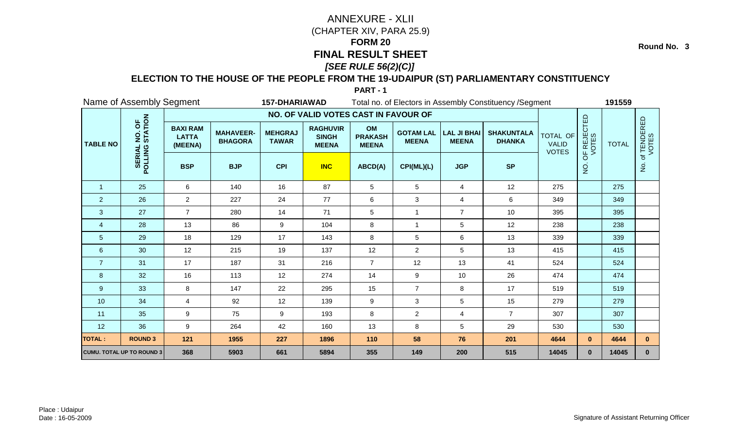# ANNEXURE - XLII

(CHAPTER XIV, PARA 25.9)

**FORM 20**

# FINAL RESULT SHEET

***[SEE RULE 56(2)(C)]***

**Round No. 3**

## ELECTION TO THE HOUSE OF THE PEOPLE FROM THE 19-UDAIPUR (ST) PARLIAMENTARY CONSTITUENCY

**PART - 1**

Name of Assembly Segment **157-DHARIAWAD** Total no. of Electors in Assembly Constituency /Segment **191559**

| TABLE NO | SERIAL NO. OF POLLING STATION | NO. OF VALID VOTES CAST IN FAVOUR OF | | | | | | | | TOTAL OF VALID VOTES | NO. OF REJECTED VOTES | TOTAL | No. of TENDERED VOTES |
|---|---|---|---|---|---|---|---|---|---|---|---|---|---|
| | | BAXI RAM LATTA (MEENA) | MAHAVEER-BHAGORA | MEHGRAJ TAWAR | RAGHUVIR SINGH MEENA | OM PRAKASH MEENA | GOTAM LAL MEENA | LAL JI BHAI MEENA | SHAKUNTALA DHANKA | | | | |
| | | BSP | BJP | CPI | INC | ABCD(A) | CPI(ML)(L) | JGP | SP | | | | |
| 1 | 25 | 6 | 140 | 16 | 87 | 5 | 5 | 4 | 12 | 275 | | 275 | |
| 2 | 26 | 2 | 227 | 24 | 77 | 6 | 3 | 4 | 6 | 349 | | 349 | |
| 3 | 27 | 7 | 280 | 14 | 71 | 5 | 1 | 7 | 10 | 395 | | 395 | |
| 4 | 28 | 13 | 86 | 9 | 104 | 8 | 1 | 5 | 12 | 238 | | 238 | |
| 5 | 29 | 18 | 129 | 17 | 143 | 8 | 5 | 6 | 13 | 339 | | 339 | |
| 6 | 30 | 12 | 215 | 19 | 137 | 12 | 2 | 5 | 13 | 415 | | 415 | |
| 7 | 31 | 17 | 187 | 31 | 216 | 7 | 12 | 13 | 41 | 524 | | 524 | |
| 8 | 32 | 16 | 113 | 12 | 274 | 14 | 9 | 10 | 26 | 474 | | 474 | |
| 9 | 33 | 8 | 147 | 22 | 295 | 15 | 7 | 8 | 17 | 519 | | 519 | |
| 10 | 34 | 4 | 92 | 12 | 139 | 9 | 3 | 5 | 15 | 279 | | 279 | |
| 11 | 35 | 9 | 75 | 9 | 193 | 8 | 2 | 4 | 7 | 307 | | 307 | |
| 12 | 36 | 9 | 264 | 42 | 160 | 13 | 8 | 5 | 29 | 530 | | 530 | |
| **TOTAL :** | **ROUND 3** | **121** | **1955** | **227** | **1896** | **110** | **58** | **76** | **201** | **4644** | **0** | **4644** | **0** |
| **CUMU. TOTAL UP TO ROUND 3** | | **368** | **5903** | **661** | **5894** | **355** | **149** | **200** | **515** | **14045** | **0** | **14045** | **0** |

Place : Udaipur
Date : 16-05-2009

Signature of Assistant Returning Officer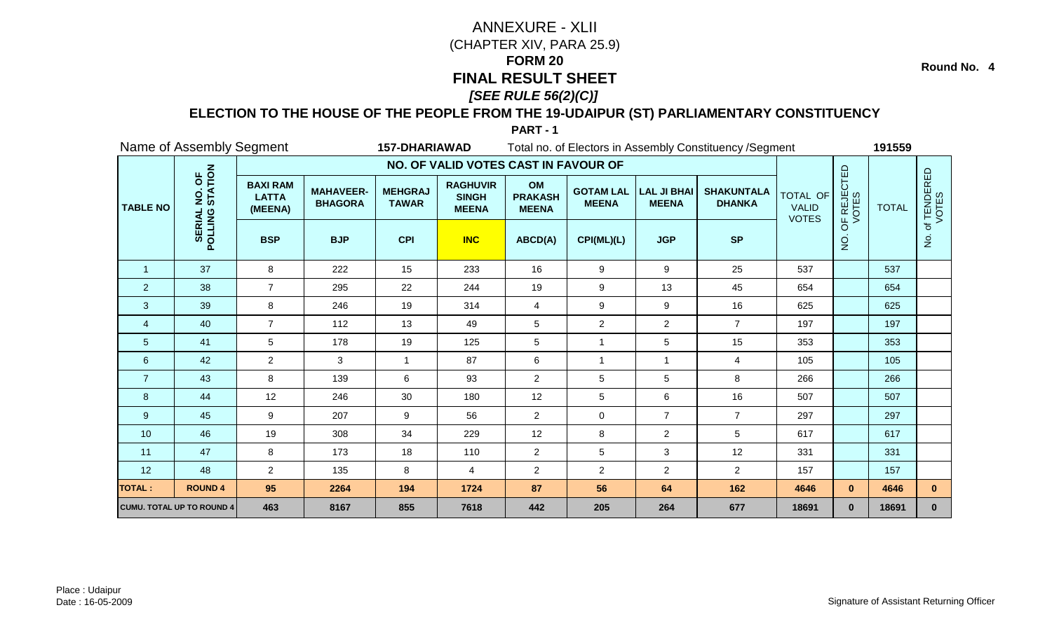# ANNEXURE - XLII

(CHAPTER XIV, PARA 25.9)

**FORM 20**

# FINAL RESULT SHEET

***[SEE RULE 56(2)(C)]***

**Round No. 4**

## ELECTION TO THE HOUSE OF THE PEOPLE FROM THE 19-UDAIPUR (ST) PARLIAMENTARY CONSTITUENCY

**PART - 1**

Name of Assembly Segment **157-DHARIAWAD** Total no. of Electors in Assembly Constituency /Segment **191559**

| TABLE NO | SERIAL NO. OF POLLING STATION | NO. OF VALID VOTES CAST IN FAVOUR OF | | | | | | | | TOTAL OF VALID VOTES | NO. OF REJECTED VOTES | TOTAL | No. of TENDERED VOTES |
|---|---|---|---|---|---|---|---|---|---|---|---|---|---|
| | | BAXI RAM LATTA (MEENA) | MAHAVEER-BHAGORA | MEHGRAJ TAWAR | RAGHUVIR SINGH MEENA | OM PRAKASH MEENA | GOTAM LAL MEENA | LAL JI BHAI MEENA | SHAKUNTALA DHANKA | | | | |
| | | BSP | BJP | CPI | INC | ABCD(A) | CPI(ML)(L) | JGP | SP | | | | |
| 1 | 37 | 8 | 222 | 15 | 233 | 16 | 9 | 9 | 25 | 537 | | 537 | |
| 2 | 38 | 7 | 295 | 22 | 244 | 19 | 9 | 13 | 45 | 654 | | 654 | |
| 3 | 39 | 8 | 246 | 19 | 314 | 4 | 9 | 9 | 16 | 625 | | 625 | |
| 4 | 40 | 7 | 112 | 13 | 49 | 5 | 2 | 2 | 7 | 197 | | 197 | |
| 5 | 41 | 5 | 178 | 19 | 125 | 5 | 1 | 5 | 15 | 353 | | 353 | |
| 6 | 42 | 2 | 3 | 1 | 87 | 6 | 1 | 1 | 4 | 105 | | 105 | |
| 7 | 43 | 8 | 139 | 6 | 93 | 2 | 5 | 5 | 8 | 266 | | 266 | |
| 8 | 44 | 12 | 246 | 30 | 180 | 12 | 5 | 6 | 16 | 507 | | 507 | |
| 9 | 45 | 9 | 207 | 9 | 56 | 2 | 0 | 7 | 7 | 297 | | 297 | |
| 10 | 46 | 19 | 308 | 34 | 229 | 12 | 8 | 2 | 5 | 617 | | 617 | |
| 11 | 47 | 8 | 173 | 18 | 110 | 2 | 5 | 3 | 12 | 331 | | 331 | |
| 12 | 48 | 2 | 135 | 8 | 4 | 2 | 2 | 2 | 2 | 157 | | 157 | |
| **TOTAL :** | **ROUND 4** | **95** | **2264** | **194** | **1724** | **87** | **56** | **64** | **162** | **4646** | **0** | **4646** | **0** |
| **CUMU. TOTAL UP TO ROUND 4** | | **463** | **8167** | **855** | **7618** | **442** | **205** | **264** | **677** | **18691** | **0** | **18691** | **0** |

Place : Udaipur
Date : 16-05-2009

Signature of Assistant Returning Officer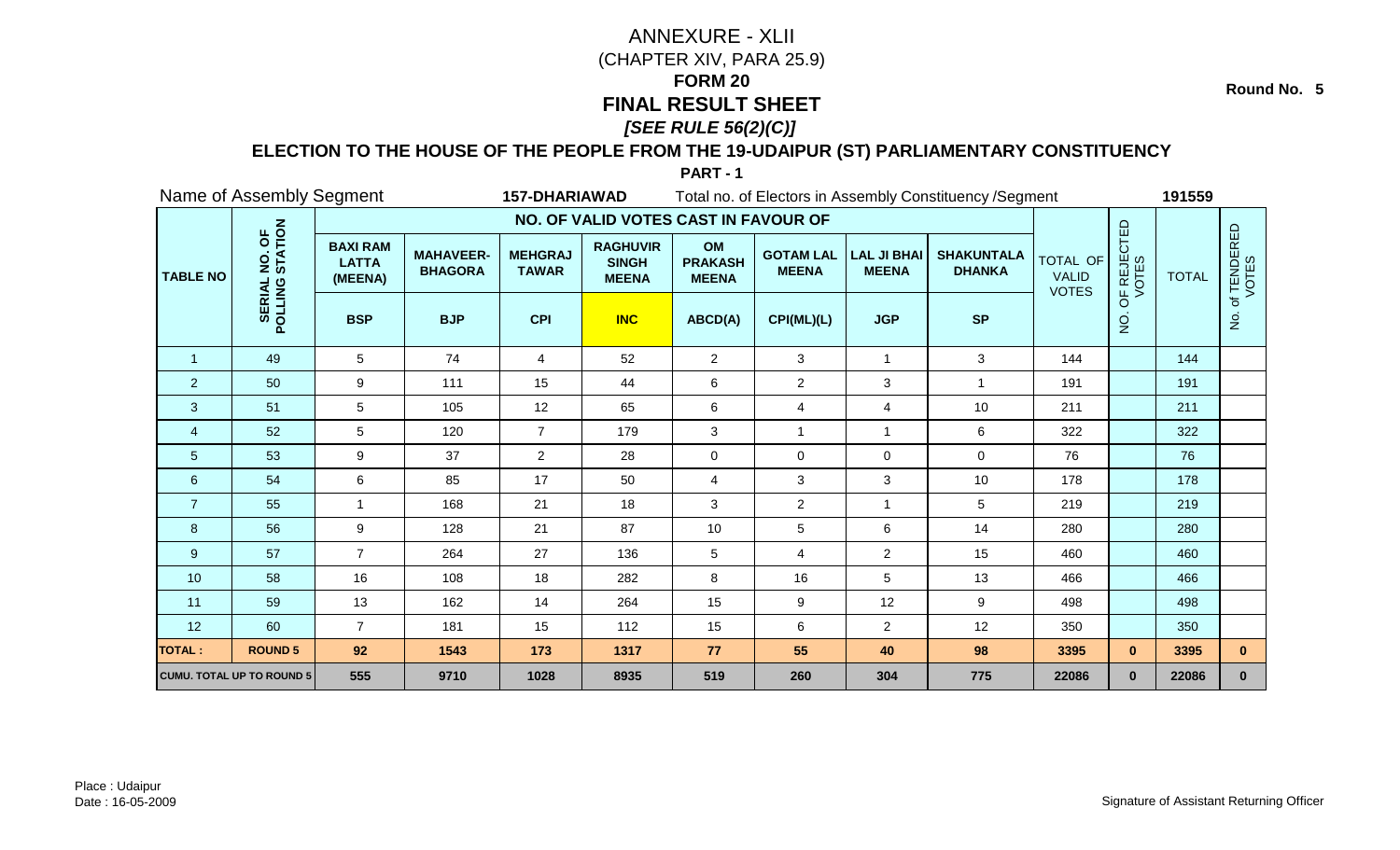# ANNEXURE - XLII

(CHAPTER XIV, PARA 25.9)

**FORM 20**

**FINAL RESULT SHEET**

***[SEE RULE 56(2)(C)]***

**Round No. 5**

## ELECTION TO THE HOUSE OF THE PEOPLE FROM THE 19-UDAIPUR (ST) PARLIAMENTARY CONSTITUENCY

**PART - 1**

Name of Assembly Segment **157-DHARIAWAD** Total no. of Electors in Assembly Constituency /Segment **191559**

| TABLE NO | SERIAL NO. OF POLLING STATION | NO. OF VALID VOTES CAST IN FAVOUR OF | | | | | | | | TOTAL OF VALID VOTES | NO. OF REJECTED VOTES | TOTAL | No. of TENDERED VOTES |
|---|---|---|---|---|---|---|---|---|---|---|---|---|---|
| | | BAXI RAM LATTA (MEENA) | MAHAVEER-BHAGORA | MEHGRAJ TAWAR | RAGHUVIR SINGH MEENA | OM PRAKASH MEENA | GOTAM LAL MEENA | LAL JI BHAI MEENA | SHAKUNTALA DHANKA | | | | |
| | | BSP | BJP | CPI | INC | ABCD(A) | CPI(ML)(L) | JGP | SP | | | | |
| 1 | 49 | 5 | 74 | 4 | 52 | 2 | 3 | 1 | 3 | 144 | | 144 | |
| 2 | 50 | 9 | 111 | 15 | 44 | 6 | 2 | 3 | 1 | 191 | | 191 | |
| 3 | 51 | 5 | 105 | 12 | 65 | 6 | 4 | 4 | 10 | 211 | | 211 | |
| 4 | 52 | 5 | 120 | 7 | 179 | 3 | 1 | 1 | 6 | 322 | | 322 | |
| 5 | 53 | 9 | 37 | 2 | 28 | 0 | 0 | 0 | 0 | 76 | | 76 | |
| 6 | 54 | 6 | 85 | 17 | 50 | 4 | 3 | 3 | 10 | 178 | | 178 | |
| 7 | 55 | 1 | 168 | 21 | 18 | 3 | 2 | 1 | 5 | 219 | | 219 | |
| 8 | 56 | 9 | 128 | 21 | 87 | 10 | 5 | 6 | 14 | 280 | | 280 | |
| 9 | 57 | 7 | 264 | 27 | 136 | 5 | 4 | 2 | 15 | 460 | | 460 | |
| 10 | 58 | 16 | 108 | 18 | 282 | 8 | 16 | 5 | 13 | 466 | | 466 | |
| 11 | 59 | 13 | 162 | 14 | 264 | 15 | 9 | 12 | 9 | 498 | | 498 | |
| 12 | 60 | 7 | 181 | 15 | 112 | 15 | 6 | 2 | 12 | 350 | | 350 | |
| **TOTAL :** | **ROUND 5** | **92** | **1543** | **173** | **1317** | **77** | **55** | **40** | **98** | **3395** | **0** | **3395** | **0** |
| **CUMU. TOTAL UP TO ROUND 5** | | **555** | **9710** | **1028** | **8935** | **519** | **260** | **304** | **775** | **22086** | **0** | **22086** | **0** |

Place : Udaipur

Date : 16-05-2009

Signature of Assistant Returning Officer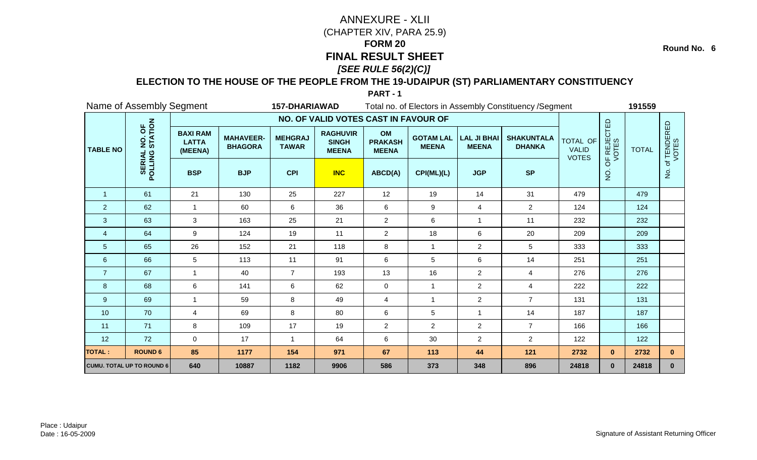# ANNEXURE - XLII

(CHAPTER XIV, PARA 25.9)

## FORM 20

## FINAL RESULT SHEET

***[SEE RULE 56(2)(C)]***

**Round No. 6**

### ELECTION TO THE HOUSE OF THE PEOPLE FROM THE 19-UDAIPUR (ST) PARLIAMENTARY CONSTITUENCY

**PART - 1**

Name of Assembly Segment **157-DHARIAWAD** Total no. of Electors in Assembly Constituency /Segment **191559**

| TABLE NO | SERIAL NO. OF POLLING STATION | NO. OF VALID VOTES CAST IN FAVOUR OF | | | | | | | | TOTAL OF VALID VOTES | NO. OF REJECTED VOTES | TOTAL | No. of TENDERED VOTES |
|---|---|---|---|---|---|---|---|---|---|---|---|---|---|
| | | BAXI RAM LATTA (MEENA) | MAHAVEER-BHAGORA | MEHGRAJ TAWAR | RAGHUVIR SINGH MEENA | OM PRAKASH MEENA | GOTAM LAL MEENA | LAL JI BHAI MEENA | SHAKUNTALA DHANKA | | | | |
| | | BSP | BJP | CPI | INC | ABCD(A) | CPI(ML)(L) | JGP | SP | | | | |
| 1 | 61 | 21 | 130 | 25 | 227 | 12 | 19 | 14 | 31 | 479 | | 479 | |
| 2 | 62 | 1 | 60 | 6 | 36 | 6 | 9 | 4 | 2 | 124 | | 124 | |
| 3 | 63 | 3 | 163 | 25 | 21 | 2 | 6 | 1 | 11 | 232 | | 232 | |
| 4 | 64 | 9 | 124 | 19 | 11 | 2 | 18 | 6 | 20 | 209 | | 209 | |
| 5 | 65 | 26 | 152 | 21 | 118 | 8 | 1 | 2 | 5 | 333 | | 333 | |
| 6 | 66 | 5 | 113 | 11 | 91 | 6 | 5 | 6 | 14 | 251 | | 251 | |
| 7 | 67 | 1 | 40 | 7 | 193 | 13 | 16 | 2 | 4 | 276 | | 276 | |
| 8 | 68 | 6 | 141 | 6 | 62 | 0 | 1 | 2 | 4 | 222 | | 222 | |
| 9 | 69 | 1 | 59 | 8 | 49 | 4 | 1 | 2 | 7 | 131 | | 131 | |
| 10 | 70 | 4 | 69 | 8 | 80 | 6 | 5 | 1 | 14 | 187 | | 187 | |
| 11 | 71 | 8 | 109 | 17 | 19 | 2 | 2 | 2 | 7 | 166 | | 166 | |
| 12 | 72 | 0 | 17 | 1 | 64 | 6 | 30 | 2 | 2 | 122 | | 122 | |
| **TOTAL :** | **ROUND 6** | **85** | **1177** | **154** | **971** | **67** | **113** | **44** | **121** | **2732** | **0** | **2732** | **0** |
| **CUMU. TOTAL UP TO ROUND 6** | | **640** | **10887** | **1182** | **9906** | **586** | **373** | **348** | **896** | **24818** | **0** | **24818** | **0** |

Place : Udaipur
Date : 16-05-2009

Signature of Assistant Returning Officer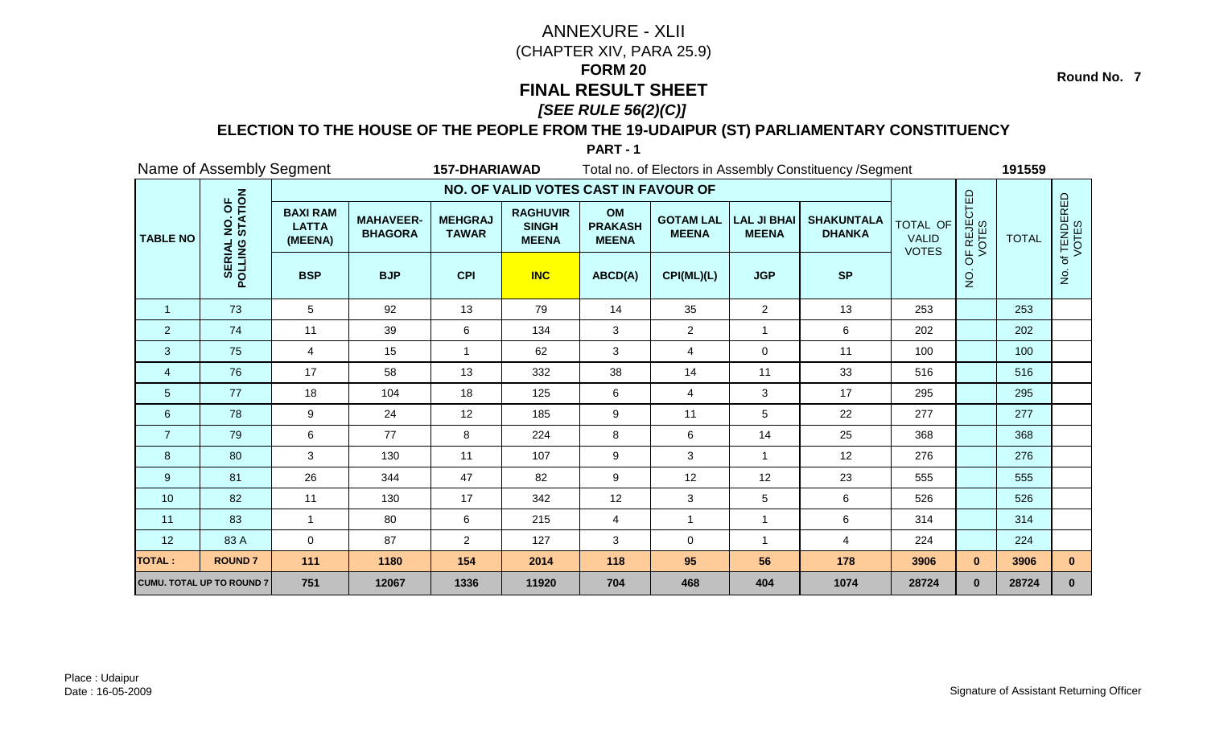# ANNEXURE - XLII

(CHAPTER XIV, PARA 25.9)

## FORM 20

## FINAL RESULT SHEET

***[SEE RULE 56(2)(C)]***

**Round No. 7**

### ELECTION TO THE HOUSE OF THE PEOPLE FROM THE 19-UDAIPUR (ST) PARLIAMENTARY CONSTITUENCY

**PART - 1**

Name of Assembly Segment **157-DHARIAWAD** Total no. of Electors in Assembly Constituency /Segment **191559**

| TABLE NO | SERIAL NO. OF POLLING STATION | NO. OF VALID VOTES CAST IN FAVOUR OF | | | | | | | | TOTAL OF VALID VOTES | NO. OF REJECTED VOTES | TOTAL | No. of TENDERED VOTES |
|---|---|---|---|---|---|---|---|---|---|---|---|---|---|
| | | BAXI RAM LATTA (MEENA) | MAHAVEER-BHAGORA | MEHGRAJ TAWAR | RAGHUVIR SINGH MEENA | OM PRAKASH MEENA | GOTAM LAL MEENA | LAL JI BHAI MEENA | SHAKUNTALA DHANKA | | | | |
| | | BSP | BJP | CPI | INC | ABCD(A) | CPI(ML)(L) | JGP | SP | | | | |
| 1 | 73 | 5 | 92 | 13 | 79 | 14 | 35 | 2 | 13 | 253 | | 253 | |
| 2 | 74 | 11 | 39 | 6 | 134 | 3 | 2 | 1 | 6 | 202 | | 202 | |
| 3 | 75 | 4 | 15 | 1 | 62 | 3 | 4 | 0 | 11 | 100 | | 100 | |
| 4 | 76 | 17 | 58 | 13 | 332 | 38 | 14 | 11 | 33 | 516 | | 516 | |
| 5 | 77 | 18 | 104 | 18 | 125 | 6 | 4 | 3 | 17 | 295 | | 295 | |
| 6 | 78 | 9 | 24 | 12 | 185 | 9 | 11 | 5 | 22 | 277 | | 277 | |
| 7 | 79 | 6 | 77 | 8 | 224 | 8 | 6 | 14 | 25 | 368 | | 368 | |
| 8 | 80 | 3 | 130 | 11 | 107 | 9 | 3 | 1 | 12 | 276 | | 276 | |
| 9 | 81 | 26 | 344 | 47 | 82 | 9 | 12 | 12 | 23 | 555 | | 555 | |
| 10 | 82 | 11 | 130 | 17 | 342 | 12 | 3 | 5 | 6 | 526 | | 526 | |
| 11 | 83 | 1 | 80 | 6 | 215 | 4 | 1 | 1 | 6 | 314 | | 314 | |
| 12 | 83 A | 0 | 87 | 2 | 127 | 3 | 0 | 1 | 4 | 224 | | 224 | |
| **TOTAL :** | **ROUND 7** | **111** | **1180** | **154** | **2014** | **118** | **95** | **56** | **178** | **3906** | **0** | **3906** | **0** |
| **CUMU. TOTAL UP TO ROUND 7** | | **751** | **12067** | **1336** | **11920** | **704** | **468** | **404** | **1074** | **28724** | **0** | **28724** | **0** |

Place : Udaipur

Date : 16-05-2009

Signature of Assistant Returning Officer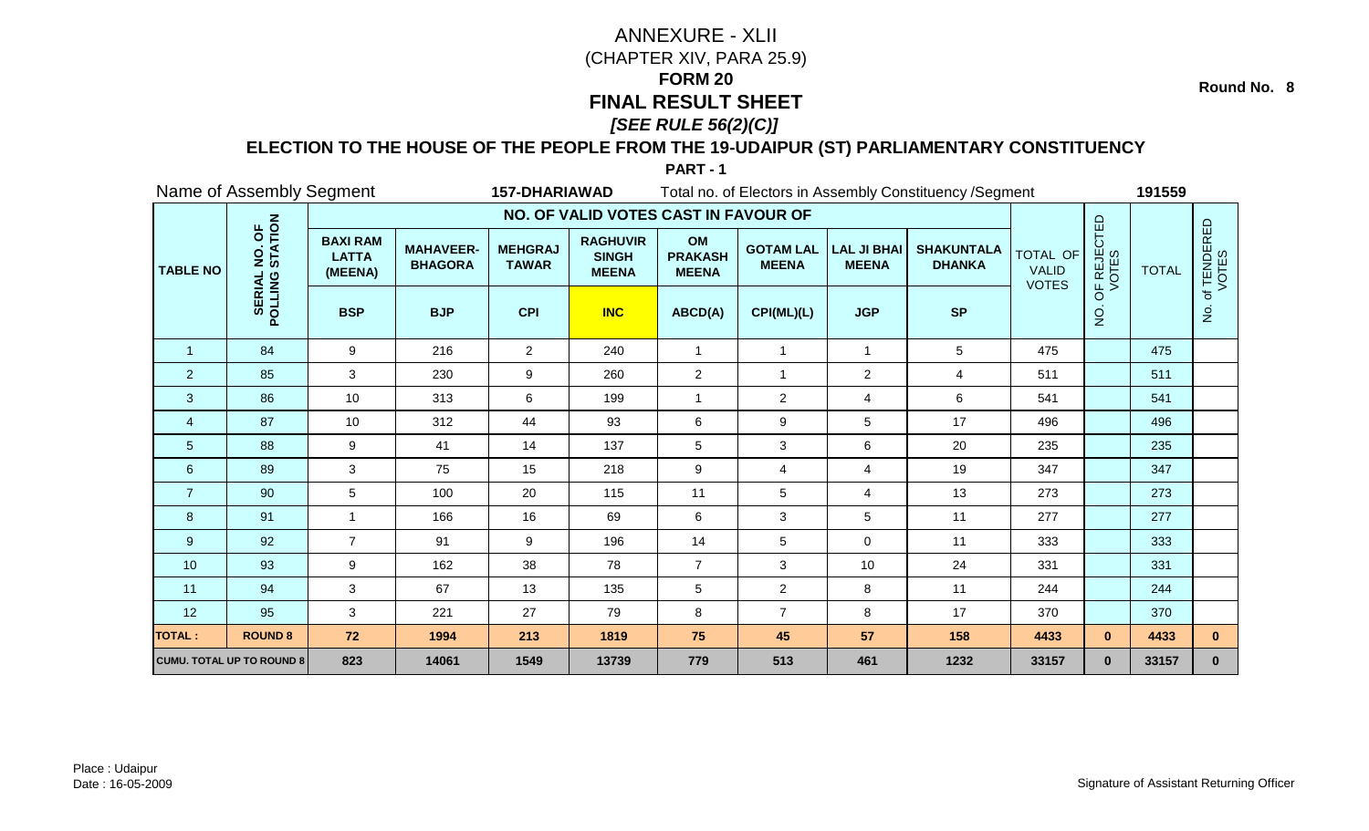# ANNEXURE - XLII

(CHAPTER XIV, PARA 25.9)

**FORM 20**

## FINAL RESULT SHEET

***[SEE RULE 56(2)(C)]***

**Round No. 8**

### ELECTION TO THE HOUSE OF THE PEOPLE FROM THE 19-UDAIPUR (ST) PARLIAMENTARY CONSTITUENCY

**PART - 1**

Name of Assembly Segment **157-DHARIAWAD** Total no. of Electors in Assembly Constituency /Segment **191559**

| TABLE NO | SERIAL NO. OF POLLING STATION | NO. OF VALID VOTES CAST IN FAVOUR OF | | | | | | | | TOTAL OF VALID VOTES | NO. OF REJECTED VOTES | TOTAL | No. of TENDERED VOTES |
|---|---|---|---|---|---|---|---|---|---|---|---|---|---|
| | | BAXI RAM LATTA (MEENA) | MAHAVEER-BHAGORA | MEHGRAJ TAWAR | RAGHUVIR SINGH MEENA | OM PRAKASH MEENA | GOTAM LAL MEENA | LAL JI BHAI MEENA | SHAKUNTALA DHANKA | | | | |
| | | BSP | BJP | CPI | INC | ABCD(A) | CPI(ML)(L) | JGP | SP | | | | |
| 1 | 84 | 9 | 216 | 2 | 240 | 1 | 1 | 1 | 5 | 475 | | 475 | |
| 2 | 85 | 3 | 230 | 9 | 260 | 2 | 1 | 2 | 4 | 511 | | 511 | |
| 3 | 86 | 10 | 313 | 6 | 199 | 1 | 2 | 4 | 6 | 541 | | 541 | |
| 4 | 87 | 10 | 312 | 44 | 93 | 6 | 9 | 5 | 17 | 496 | | 496 | |
| 5 | 88 | 9 | 41 | 14 | 137 | 5 | 3 | 6 | 20 | 235 | | 235 | |
| 6 | 89 | 3 | 75 | 15 | 218 | 9 | 4 | 4 | 19 | 347 | | 347 | |
| 7 | 90 | 5 | 100 | 20 | 115 | 11 | 5 | 4 | 13 | 273 | | 273 | |
| 8 | 91 | 1 | 166 | 16 | 69 | 6 | 3 | 5 | 11 | 277 | | 277 | |
| 9 | 92 | 7 | 91 | 9 | 196 | 14 | 5 | 0 | 11 | 333 | | 333 | |
| 10 | 93 | 9 | 162 | 38 | 78 | 7 | 3 | 10 | 24 | 331 | | 331 | |
| 11 | 94 | 3 | 67 | 13 | 135 | 5 | 2 | 8 | 11 | 244 | | 244 | |
| 12 | 95 | 3 | 221 | 27 | 79 | 8 | 7 | 8 | 17 | 370 | | 370 | |
| **TOTAL :** | **ROUND 8** | **72** | **1994** | **213** | **1819** | **75** | **45** | **57** | **158** | **4433** | **0** | **4433** | **0** |
| **CUMU. TOTAL UP TO ROUND 8** | | **823** | **14061** | **1549** | **13739** | **779** | **513** | **461** | **1232** | **33157** | **0** | **33157** | **0** |

Place : Udaipur
Date : 16-05-2009

Signature of Assistant Returning Officer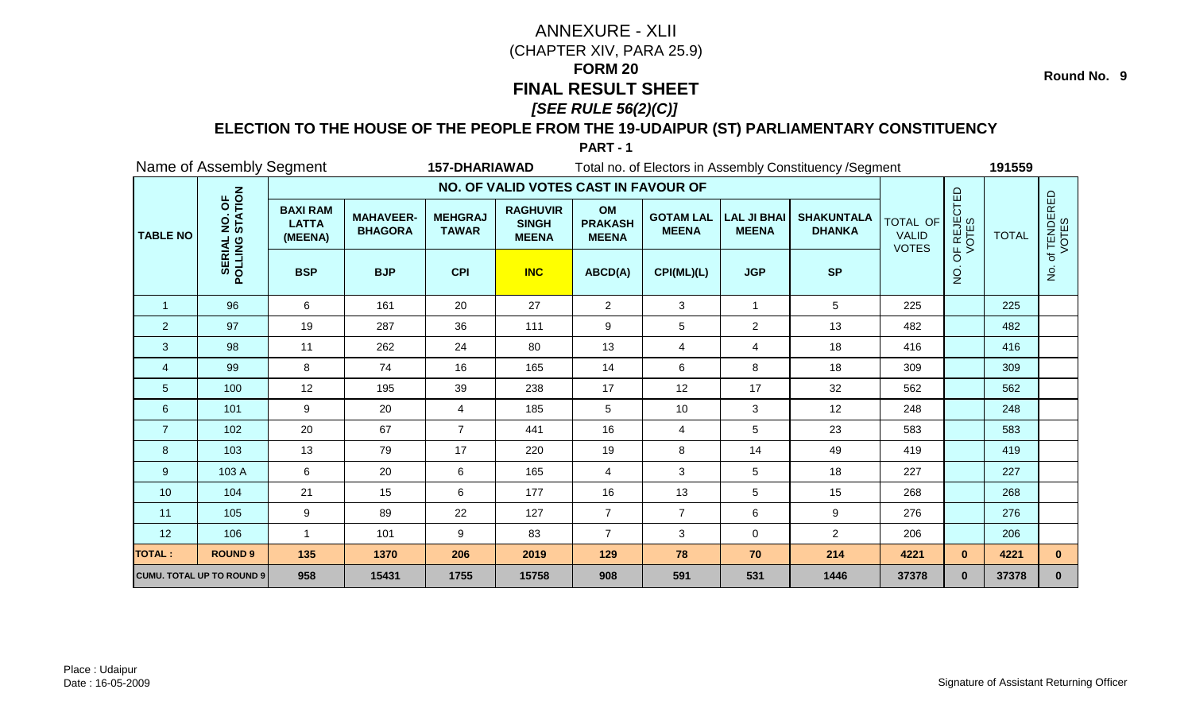# ANNEXURE - XLII
(CHAPTER XIV, PARA 25.9)

## FORM 20
## FINAL RESULT SHEET
***[SEE RULE 56(2)(C)]***

**Round No. 9**

### ELECTION TO THE HOUSE OF THE PEOPLE FROM THE 19-UDAIPUR (ST) PARLIAMENTARY CONSTITUENCY

**PART - 1**

Name of Assembly Segment **157-DHARIAWAD** Total no. of Electors in Assembly Constituency /Segment **191559**

| TABLE NO | SERIAL NO. OF POLLING STATION | NO. OF VALID VOTES CAST IN FAVOUR OF | | | | | | | | TOTAL OF VALID VOTES | NO. OF REJECTED VOTES | TOTAL | No. of TENDERED VOTES |
|---|---|---|---|---|---|---|---|---|---|---|---|---|---|
| | | BAXI RAM LATTA (MEENA) | MAHAVEER-BHAGORA | MEHGRAJ TAWAR | RAGHUVIR SINGH MEENA | OM PRAKASH MEENA | GOTAM LAL MEENA | LAL JI BHAI MEENA | SHAKUNTALA DHANKA | | | | |
| | | BSP | BJP | CPI | INC | ABCD(A) | CPI(ML)(L) | JGP | SP | | | | |
| 1 | 96 | 6 | 161 | 20 | 27 | 2 | 3 | 1 | 5 | 225 | | 225 | |
| 2 | 97 | 19 | 287 | 36 | 111 | 9 | 5 | 2 | 13 | 482 | | 482 | |
| 3 | 98 | 11 | 262 | 24 | 80 | 13 | 4 | 4 | 18 | 416 | | 416 | |
| 4 | 99 | 8 | 74 | 16 | 165 | 14 | 6 | 8 | 18 | 309 | | 309 | |
| 5 | 100 | 12 | 195 | 39 | 238 | 17 | 12 | 17 | 32 | 562 | | 562 | |
| 6 | 101 | 9 | 20 | 4 | 185 | 5 | 10 | 3 | 12 | 248 | | 248 | |
| 7 | 102 | 20 | 67 | 7 | 441 | 16 | 4 | 5 | 23 | 583 | | 583 | |
| 8 | 103 | 13 | 79 | 17 | 220 | 19 | 8 | 14 | 49 | 419 | | 419 | |
| 9 | 103 A | 6 | 20 | 6 | 165 | 4 | 3 | 5 | 18 | 227 | | 227 | |
| 10 | 104 | 21 | 15 | 6 | 177 | 16 | 13 | 5 | 15 | 268 | | 268 | |
| 11 | 105 | 9 | 89 | 22 | 127 | 7 | 7 | 6 | 9 | 276 | | 276 | |
| 12 | 106 | 1 | 101 | 9 | 83 | 7 | 3 | 0 | 2 | 206 | | 206 | |
| **TOTAL :** | **ROUND 9** | **135** | **1370** | **206** | **2019** | **129** | **78** | **70** | **214** | **4221** | **0** | **4221** | **0** |
| **CUMU. TOTAL UP TO ROUND 9** | | **958** | **15431** | **1755** | **15758** | **908** | **591** | **531** | **1446** | **37378** | **0** | **37378** | **0** |

Place : Udaipur
Date : 16-05-2009

Signature of Assistant Returning Officer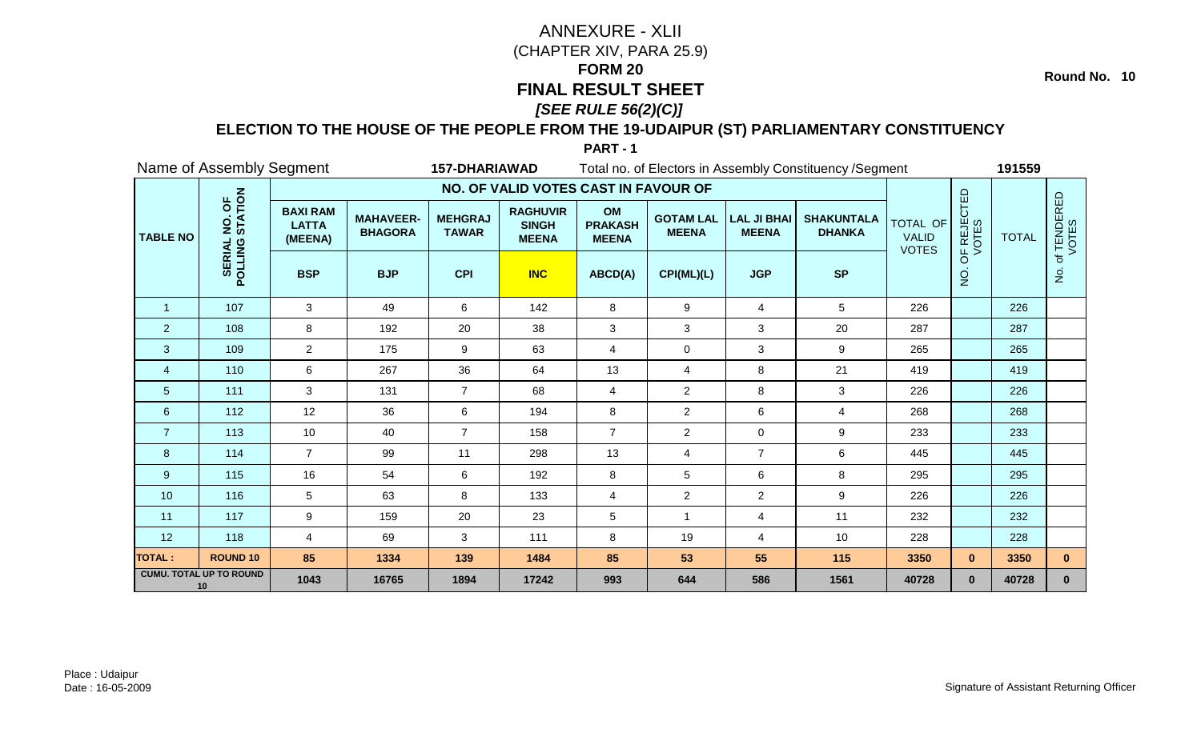Round No. 10

# ANNEXURE - XLII
(CHAPTER XIV, PARA 25.9)

## FORM 20
## FINAL RESULT SHEET
***[SEE RULE 56(2)(C)]***

### ELECTION TO THE HOUSE OF THE PEOPLE FROM THE 19-UDAIPUR (ST) PARLIAMENTARY CONSTITUENCY

**PART - 1**

Name of Assembly Segment **157-DHARIAWAD** Total no. of Electors in Assembly Constituency /Segment **191559**

| TABLE NO | SERIAL NO. OF POLLING STATION | NO. OF VALID VOTES CAST IN FAVOUR OF | | | | | | | | TOTAL OF VALID VOTES | NO. OF REJECTED VOTES | TOTAL | No. of TENDERED VOTES |
|---|---|---|---|---|---|---|---|---|---|---|---|---|---|
| | | BAXI RAM LATTA (MEENA) | MAHAVEER-BHAGORA | MEHGRAJ TAWAR | RAGHUVIR SINGH MEENA | OM PRAKASH MEENA | GOTAM LAL MEENA | LAL JI BHAI MEENA | SHAKUNTALA DHANKA | | | | |
| | | BSP | BJP | CPI | INC | ABCD(A) | CPI(ML)(L) | JGP | SP | | | | |
| 1 | 107 | 3 | 49 | 6 | 142 | 8 | 9 | 4 | 5 | 226 | | 226 | |
| 2 | 108 | 8 | 192 | 20 | 38 | 3 | 3 | 3 | 20 | 287 | | 287 | |
| 3 | 109 | 2 | 175 | 9 | 63 | 4 | 0 | 3 | 9 | 265 | | 265 | |
| 4 | 110 | 6 | 267 | 36 | 64 | 13 | 4 | 8 | 21 | 419 | | 419 | |
| 5 | 111 | 3 | 131 | 7 | 68 | 4 | 2 | 8 | 3 | 226 | | 226 | |
| 6 | 112 | 12 | 36 | 6 | 194 | 8 | 2 | 6 | 4 | 268 | | 268 | |
| 7 | 113 | 10 | 40 | 7 | 158 | 7 | 2 | 0 | 9 | 233 | | 233 | |
| 8 | 114 | 7 | 99 | 11 | 298 | 13 | 4 | 7 | 6 | 445 | | 445 | |
| 9 | 115 | 16 | 54 | 6 | 192 | 8 | 5 | 6 | 8 | 295 | | 295 | |
| 10 | 116 | 5 | 63 | 8 | 133 | 4 | 2 | 2 | 9 | 226 | | 226 | |
| 11 | 117 | 9 | 159 | 20 | 23 | 5 | 1 | 4 | 11 | 232 | | 232 | |
| 12 | 118 | 4 | 69 | 3 | 111 | 8 | 19 | 4 | 10 | 228 | | 228 | |
| **TOTAL :** | **ROUND 10** | **85** | **1334** | **139** | **1484** | **85** | **53** | **55** | **115** | **3350** | **0** | **3350** | **0** |
| **CUMU. TOTAL UP TO ROUND 10** | | **1043** | **16765** | **1894** | **17242** | **993** | **644** | **586** | **1561** | **40728** | **0** | **40728** | **0** |

Place : Udaipur
Date : 16-05-2009

Signature of Assistant Returning Officer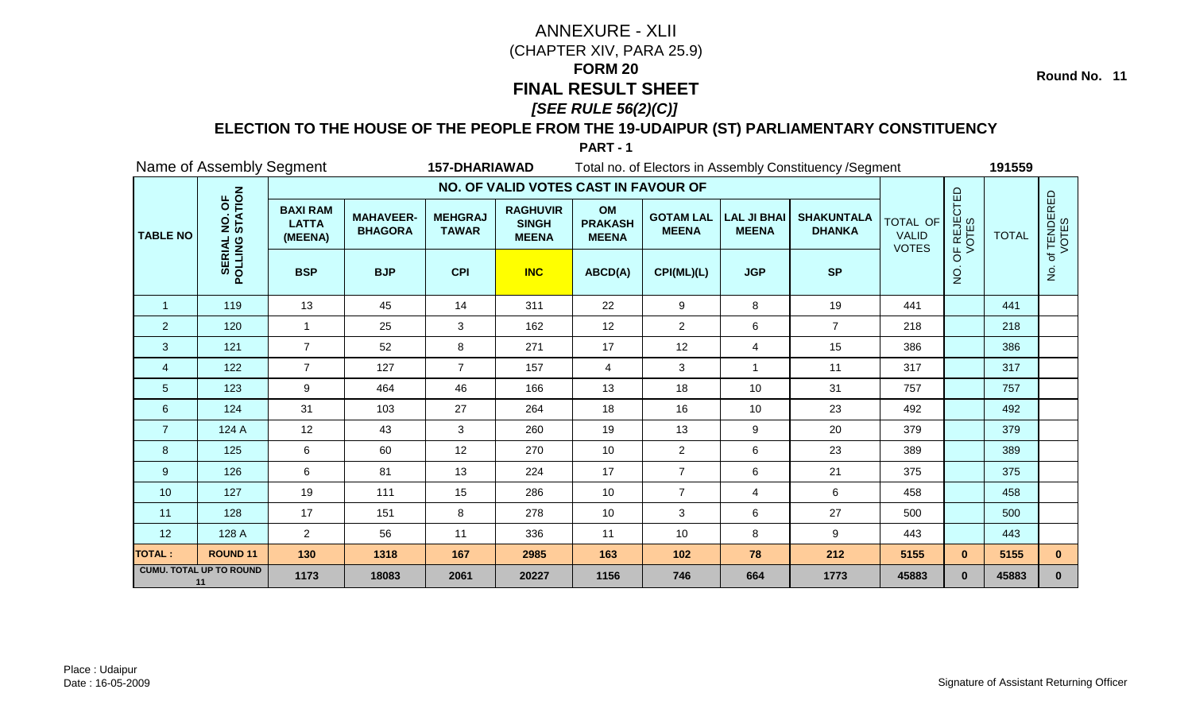# ANNEXURE - XLII

(CHAPTER XIV, PARA 25.9)

**FORM 20**

# FINAL RESULT SHEET

***[SEE RULE 56(2)(C)]***

**Round No. 11**

## ELECTION TO THE HOUSE OF THE PEOPLE FROM THE 19-UDAIPUR (ST) PARLIAMENTARY CONSTITUENCY

**PART - 1**

Name of Assembly Segment **157-DHARIAWAD** Total no. of Electors in Assembly Constituency /Segment **191559**

| TABLE NO | SERIAL NO. OF POLLING STATION | NO. OF VALID VOTES CAST IN FAVOUR OF | | | | | | | | TOTAL OF VALID VOTES | NO. OF REJECTED VOTES | TOTAL | No. of TENDERED VOTES |
|---|---|---|---|---|---|---|---|---|---|---|---|---|---|
| | | BAXI RAM LATTA (MEENA) | MAHAVEER-BHAGORA | MEHGRAJ TAWAR | RAGHUVIR SINGH MEENA | OM PRAKASH MEENA | GOTAM LAL MEENA | LAL JI BHAI MEENA | SHAKUNTALA DHANKA | | | | |
| | | BSP | BJP | CPI | INC | ABCD(A) | CPI(ML)(L) | JGP | SP | | | | |
| 1 | 119 | 13 | 45 | 14 | 311 | 22 | 9 | 8 | 19 | 441 | | 441 | |
| 2 | 120 | 1 | 25 | 3 | 162 | 12 | 2 | 6 | 7 | 218 | | 218 | |
| 3 | 121 | 7 | 52 | 8 | 271 | 17 | 12 | 4 | 15 | 386 | | 386 | |
| 4 | 122 | 7 | 127 | 7 | 157 | 4 | 3 | 1 | 11 | 317 | | 317 | |
| 5 | 123 | 9 | 464 | 46 | 166 | 13 | 18 | 10 | 31 | 757 | | 757 | |
| 6 | 124 | 31 | 103 | 27 | 264 | 18 | 16 | 10 | 23 | 492 | | 492 | |
| 7 | 124 A | 12 | 43 | 3 | 260 | 19 | 13 | 9 | 20 | 379 | | 379 | |
| 8 | 125 | 6 | 60 | 12 | 270 | 10 | 2 | 6 | 23 | 389 | | 389 | |
| 9 | 126 | 6 | 81 | 13 | 224 | 17 | 7 | 6 | 21 | 375 | | 375 | |
| 10 | 127 | 19 | 111 | 15 | 286 | 10 | 7 | 4 | 6 | 458 | | 458 | |
| 11 | 128 | 17 | 151 | 8 | 278 | 10 | 3 | 6 | 27 | 500 | | 500 | |
| 12 | 128 A | 2 | 56 | 11 | 336 | 11 | 10 | 8 | 9 | 443 | | 443 | |
| **TOTAL :** | **ROUND 11** | **130** | **1318** | **167** | **2985** | **163** | **102** | **78** | **212** | **5155** | **0** | **5155** | **0** |
| **CUMU. TOTAL UP TO ROUND 11** | | **1173** | **18083** | **2061** | **20227** | **1156** | **746** | **664** | **1773** | **45883** | **0** | **45883** | **0** |

Place : Udaipur

Date : 16-05-2009

Signature of Assistant Returning Officer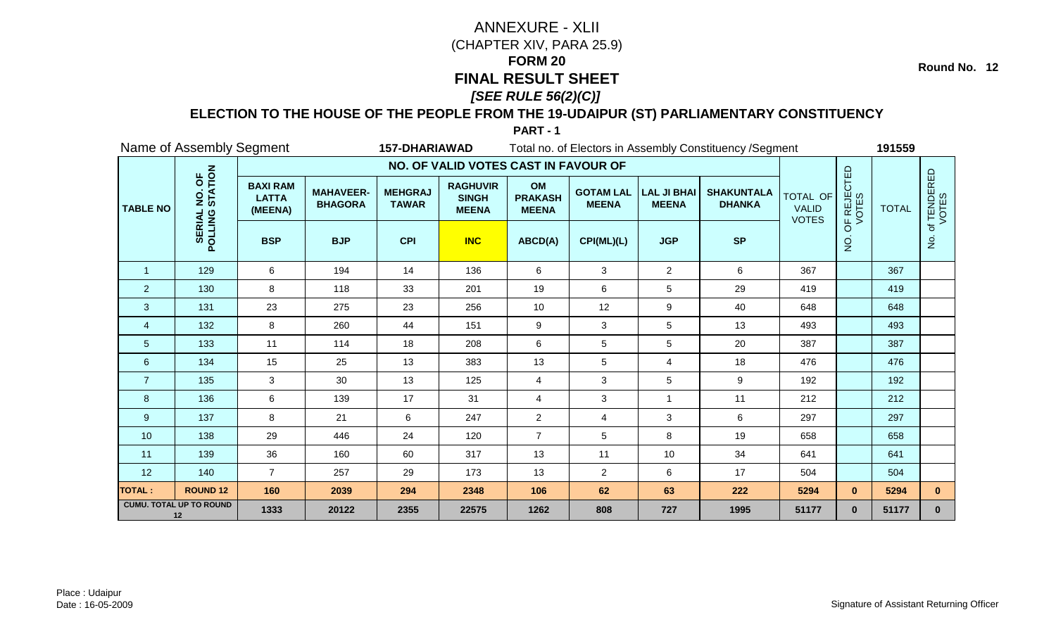# ANNEXURE - XLII

(CHAPTER XIV, PARA 25.9)

## FORM 20

## FINAL RESULT SHEET

***[SEE RULE 56(2)(C)]***

**Round No. 12**

### ELECTION TO THE HOUSE OF THE PEOPLE FROM THE 19-UDAIPUR (ST) PARLIAMENTARY CONSTITUENCY

**PART - 1**

Name of Assembly Segment **157-DHARIAWAD** Total no. of Electors in Assembly Constituency /Segment **191559**

| TABLE NO | SERIAL NO. OF POLLING STATION | NO. OF VALID VOTES CAST IN FAVOUR OF | | | | | | | | TOTAL OF VALID VOTES | NO. OF REJECTED VOTES | TOTAL | No. of TENDERED VOTES |
|---|---|---|---|---|---|---|---|---|---|---|---|---|---|
| | | BAXI RAM LATTA (MEENA) | MAHAVEER-BHAGORA | MEHGRAJ TAWAR | RAGHUVIR SINGH MEENA | OM PRAKASH MEENA | GOTAM LAL MEENA | LAL JI BHAI MEENA | SHAKUNTALA DHANKA | | | | |
| | | BSP | BJP | CPI | INC | ABCD(A) | CPI(ML)(L) | JGP | SP | | | | |
| 1 | 129 | 6 | 194 | 14 | 136 | 6 | 3 | 2 | 6 | 367 | | 367 | |
| 2 | 130 | 8 | 118 | 33 | 201 | 19 | 6 | 5 | 29 | 419 | | 419 | |
| 3 | 131 | 23 | 275 | 23 | 256 | 10 | 12 | 9 | 40 | 648 | | 648 | |
| 4 | 132 | 8 | 260 | 44 | 151 | 9 | 3 | 5 | 13 | 493 | | 493 | |
| 5 | 133 | 11 | 114 | 18 | 208 | 6 | 5 | 5 | 20 | 387 | | 387 | |
| 6 | 134 | 15 | 25 | 13 | 383 | 13 | 5 | 4 | 18 | 476 | | 476 | |
| 7 | 135 | 3 | 30 | 13 | 125 | 4 | 3 | 5 | 9 | 192 | | 192 | |
| 8 | 136 | 6 | 139 | 17 | 31 | 4 | 3 | 1 | 11 | 212 | | 212 | |
| 9 | 137 | 8 | 21 | 6 | 247 | 2 | 4 | 3 | 6 | 297 | | 297 | |
| 10 | 138 | 29 | 446 | 24 | 120 | 7 | 5 | 8 | 19 | 658 | | 658 | |
| 11 | 139 | 36 | 160 | 60 | 317 | 13 | 11 | 10 | 34 | 641 | | 641 | |
| 12 | 140 | 7 | 257 | 29 | 173 | 13 | 2 | 6 | 17 | 504 | | 504 | |
| **TOTAL :** | **ROUND 12** | **160** | **2039** | **294** | **2348** | **106** | **62** | **63** | **222** | **5294** | **0** | **5294** | **0** |
| **CUMU. TOTAL UP TO ROUND 12** | | **1333** | **20122** | **2355** | **22575** | **1262** | **808** | **727** | **1995** | **51177** | **0** | **51177** | **0** |

Place : Udaipur
Date : 16-05-2009

Signature of Assistant Returning Officer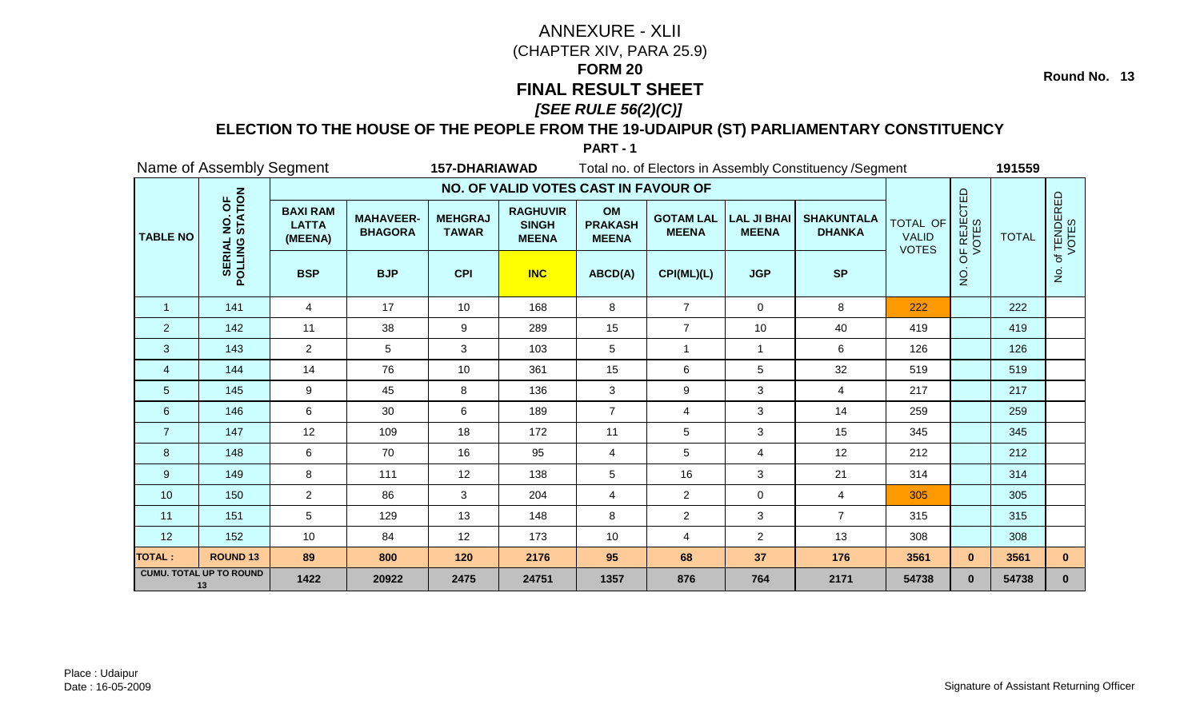# ANNEXURE - XLII
(CHAPTER XIV, PARA 25.9)

**FORM 20**

**FINAL RESULT SHEET**

***[SEE RULE 56(2)(C)]***

**Round No. 13**

## ELECTION TO THE HOUSE OF THE PEOPLE FROM THE 19-UDAIPUR (ST) PARLIAMENTARY CONSTITUENCY

**PART - 1**

Name of Assembly Segment **157-DHARIAWAD** Total no. of Electors in Assembly Constituency /Segment **191559**

| TABLE NO | SERIAL NO. OF POLLING STATION | NO. OF VALID VOTES CAST IN FAVOUR OF | | | | | | | | TOTAL OF VALID VOTES | NO. OF REJECTED VOTES | TOTAL | No. of TENDERED VOTES |
|---|---|---|---|---|---|---|---|---|---|---|---|---|---|
| | | **BAXI RAM LATTA (MEENA)** | **MAHAVEER-BHAGORA** | **MEHGRAJ TAWAR** | **RAGHUVIR SINGH MEENA** | **OM PRAKASH MEENA** | **GOTAM LAL MEENA** | **LAL JI BHAI MEENA** | **SHAKUNTALA DHANKA** | | | | |
| | | **BSP** | **BJP** | **CPI** | **INC** | **ABCD(A)** | **CPI(ML)(L)** | **JGP** | **SP** | | | | |
| 1 | 141 | 4 | 17 | 10 | 168 | 8 | 7 | 0 | 8 | 222 | | 222 | |
| 2 | 142 | 11 | 38 | 9 | 289 | 15 | 7 | 10 | 40 | 419 | | 419 | |
| 3 | 143 | 2 | 5 | 3 | 103 | 5 | 1 | 1 | 6 | 126 | | 126 | |
| 4 | 144 | 14 | 76 | 10 | 361 | 15 | 6 | 5 | 32 | 519 | | 519 | |
| 5 | 145 | 9 | 45 | 8 | 136 | 3 | 9 | 3 | 4 | 217 | | 217 | |
| 6 | 146 | 6 | 30 | 6 | 189 | 7 | 4 | 3 | 14 | 259 | | 259 | |
| 7 | 147 | 12 | 109 | 18 | 172 | 11 | 5 | 3 | 15 | 345 | | 345 | |
| 8 | 148 | 6 | 70 | 16 | 95 | 4 | 5 | 4 | 12 | 212 | | 212 | |
| 9 | 149 | 8 | 111 | 12 | 138 | 5 | 16 | 3 | 21 | 314 | | 314 | |
| 10 | 150 | 2 | 86 | 3 | 204 | 4 | 2 | 0 | 4 | 305 | | 305 | |
| 11 | 151 | 5 | 129 | 13 | 148 | 8 | 2 | 3 | 7 | 315 | | 315 | |
| 12 | 152 | 10 | 84 | 12 | 173 | 10 | 4 | 2 | 13 | 308 | | 308 | |
| **TOTAL :** | **ROUND 13** | **89** | **800** | **120** | **2176** | **95** | **68** | **37** | **176** | **3561** | **0** | **3561** | **0** |
| **CUMU. TOTAL UP TO ROUND 13** | | **1422** | **20922** | **2475** | **24751** | **1357** | **876** | **764** | **2171** | **54738** | **0** | **54738** | **0** |

Place : Udaipur
Date : 16-05-2009

Signature of Assistant Returning Officer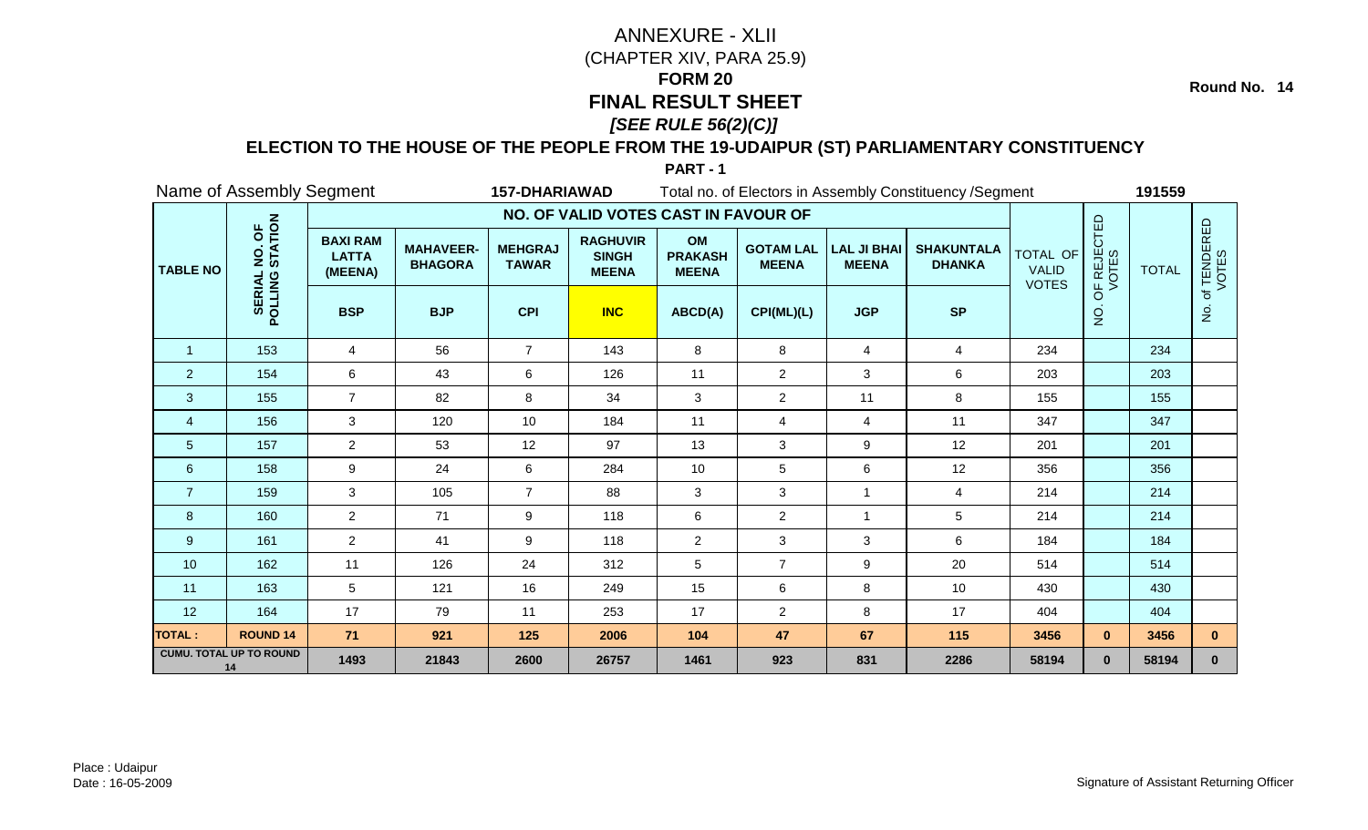# ANNEXURE - XLII

(CHAPTER XIV, PARA 25.9)

**FORM 20**

# FINAL RESULT SHEET

***[SEE RULE 56(2)(C)]***

**Round No. 14**

## ELECTION TO THE HOUSE OF THE PEOPLE FROM THE 19-UDAIPUR (ST) PARLIAMENTARY CONSTITUENCY

**PART - 1**

Name of Assembly Segment **157-DHARIAWAD** Total no. of Electors in Assembly Constituency /Segment **191559**

| TABLE NO | SERIAL NO. OF POLLING STATION | NO. OF VALID VOTES CAST IN FAVOUR OF | | | | | | | | TOTAL OF VALID VOTES | NO. OF REJECTED VOTES | TOTAL | No. of TENDERED VOTES |
|---|---|---|---|---|---|---|---|---|---|---|---|---|---|
| | | BAXI RAM LATTA (MEENA) | MAHAVEER-BHAGORA | MEHGRAJ TAWAR | RAGHUVIR SINGH MEENA | OM PRAKASH MEENA | GOTAM LAL MEENA | LAL JI BHAI MEENA | SHAKUNTALA DHANKA | | | | |
| | | BSP | BJP | CPI | INC | ABCD(A) | CPI(ML)(L) | JGP | SP | | | | |
| 1 | 153 | 4 | 56 | 7 | 143 | 8 | 8 | 4 | 4 | 234 | | 234 | |
| 2 | 154 | 6 | 43 | 6 | 126 | 11 | 2 | 3 | 6 | 203 | | 203 | |
| 3 | 155 | 7 | 82 | 8 | 34 | 3 | 2 | 11 | 8 | 155 | | 155 | |
| 4 | 156 | 3 | 120 | 10 | 184 | 11 | 4 | 4 | 11 | 347 | | 347 | |
| 5 | 157 | 2 | 53 | 12 | 97 | 13 | 3 | 9 | 12 | 201 | | 201 | |
| 6 | 158 | 9 | 24 | 6 | 284 | 10 | 5 | 6 | 12 | 356 | | 356 | |
| 7 | 159 | 3 | 105 | 7 | 88 | 3 | 3 | 1 | 4 | 214 | | 214 | |
| 8 | 160 | 2 | 71 | 9 | 118 | 6 | 2 | 1 | 5 | 214 | | 214 | |
| 9 | 161 | 2 | 41 | 9 | 118 | 2 | 3 | 3 | 6 | 184 | | 184 | |
| 10 | 162 | 11 | 126 | 24 | 312 | 5 | 7 | 9 | 20 | 514 | | 514 | |
| 11 | 163 | 5 | 121 | 16 | 249 | 15 | 6 | 8 | 10 | 430 | | 430 | |
| 12 | 164 | 17 | 79 | 11 | 253 | 17 | 2 | 8 | 17 | 404 | | 404 | |
| **TOTAL :** | **ROUND 14** | **71** | **921** | **125** | **2006** | **104** | **47** | **67** | **115** | **3456** | **0** | **3456** | **0** |
| **CUMU. TOTAL UP TO ROUND 14** | | **1493** | **21843** | **2600** | **26757** | **1461** | **923** | **831** | **2286** | **58194** | **0** | **58194** | **0** |

Place : Udaipur
Date : 16-05-2009

Signature of Assistant Returning Officer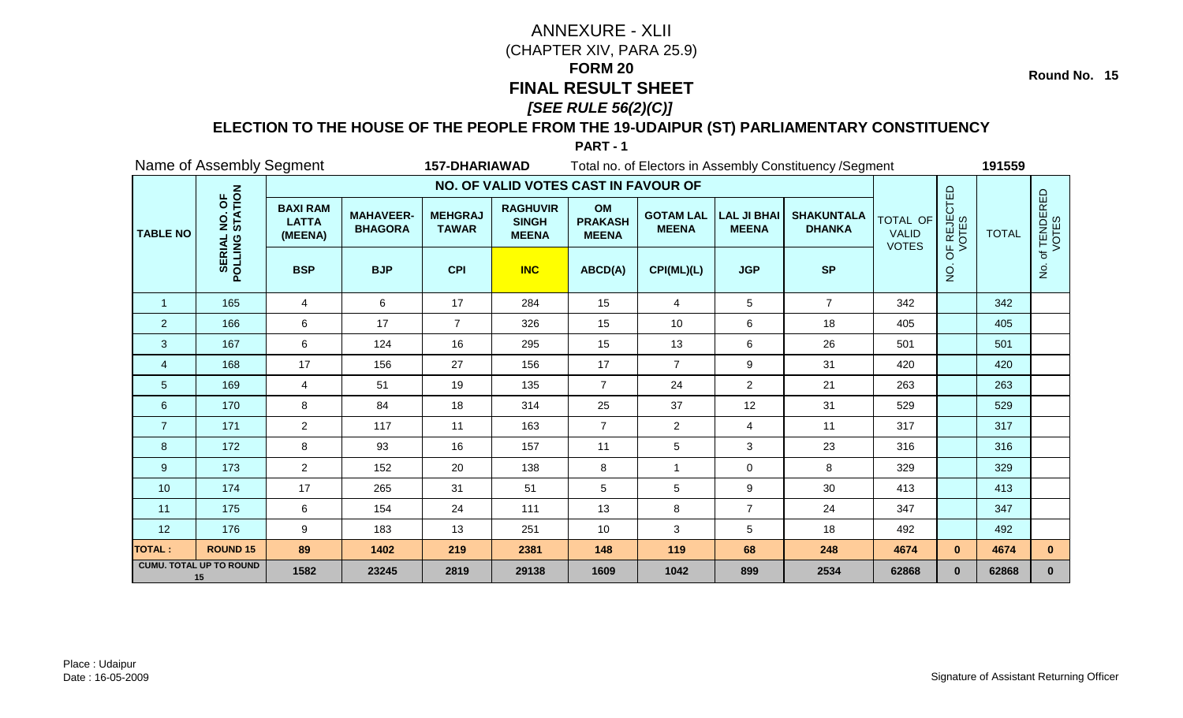# ANNEXURE - XLII

(CHAPTER XIV, PARA 25.9)

**FORM 20**

# FINAL RESULT SHEET

***[SEE RULE 56(2)(C)]***

**Round No. 15**

## ELECTION TO THE HOUSE OF THE PEOPLE FROM THE 19-UDAIPUR (ST) PARLIAMENTARY CONSTITUENCY

**PART - 1**

Name of Assembly Segment **157-DHARIAWAD** Total no. of Electors in Assembly Constituency /Segment **191559**

| TABLE NO | SERIAL NO. OF POLLING STATION | NO. OF VALID VOTES CAST IN FAVOUR OF | | | | | | | | TOTAL OF VALID VOTES | NO. OF REJECTED VOTES | TOTAL | No. of TENDERED VOTES |
|---|---|---|---|---|---|---|---|---|---|---|---|---|---|
| | | BAXI RAM LATTA (MEENA) | MAHAVEER-BHAGORA | MEHGRAJ TAWAR | RAGHUVIR SINGH MEENA | OM PRAKASH MEENA | GOTAM LAL MEENA | LAL JI BHAI MEENA | SHAKUNTALA DHANKA | | | | |
| | | BSP | BJP | CPI | INC | ABCD(A) | CPI(ML)(L) | JGP | SP | | | | |
| 1 | 165 | 4 | 6 | 17 | 284 | 15 | 4 | 5 | 7 | 342 | | 342 | |
| 2 | 166 | 6 | 17 | 7 | 326 | 15 | 10 | 6 | 18 | 405 | | 405 | |
| 3 | 167 | 6 | 124 | 16 | 295 | 15 | 13 | 6 | 26 | 501 | | 501 | |
| 4 | 168 | 17 | 156 | 27 | 156 | 17 | 7 | 9 | 31 | 420 | | 420 | |
| 5 | 169 | 4 | 51 | 19 | 135 | 7 | 24 | 2 | 21 | 263 | | 263 | |
| 6 | 170 | 8 | 84 | 18 | 314 | 25 | 37 | 12 | 31 | 529 | | 529 | |
| 7 | 171 | 2 | 117 | 11 | 163 | 7 | 2 | 4 | 11 | 317 | | 317 | |
| 8 | 172 | 8 | 93 | 16 | 157 | 11 | 5 | 3 | 23 | 316 | | 316 | |
| 9 | 173 | 2 | 152 | 20 | 138 | 8 | 1 | 0 | 8 | 329 | | 329 | |
| 10 | 174 | 17 | 265 | 31 | 51 | 5 | 5 | 9 | 30 | 413 | | 413 | |
| 11 | 175 | 6 | 154 | 24 | 111 | 13 | 8 | 7 | 24 | 347 | | 347 | |
| 12 | 176 | 9 | 183 | 13 | 251 | 10 | 3 | 5 | 18 | 492 | | 492 | |
| **TOTAL :** | **ROUND 15** | **89** | **1402** | **219** | **2381** | **148** | **119** | **68** | **248** | **4674** | **0** | **4674** | **0** |
| **CUMU. TOTAL UP TO ROUND 15** | | **1582** | **23245** | **2819** | **29138** | **1609** | **1042** | **899** | **2534** | **62868** | **0** | **62868** | **0** |

Place : Udaipur

Date : 16-05-2009

Signature of Assistant Returning Officer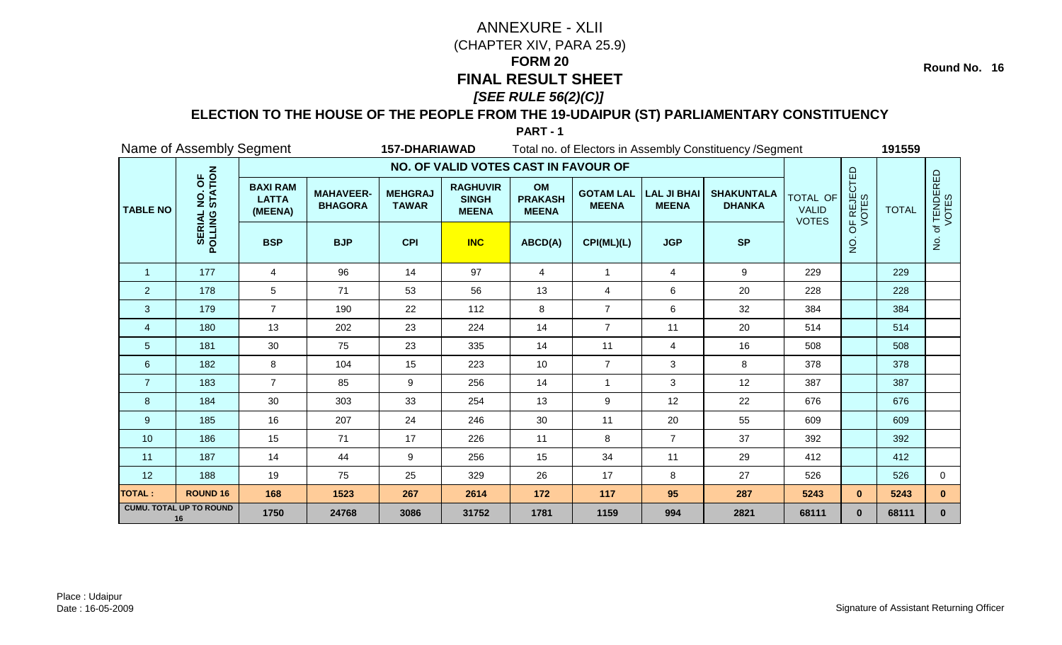**Round No. 16**

# ANNEXURE - XLII
(CHAPTER XIV, PARA 25.9)
## FORM 20
## FINAL RESULT SHEET
***[SEE RULE 56(2)(C)]***

### ELECTION TO THE HOUSE OF THE PEOPLE FROM THE 19-UDAIPUR (ST) PARLIAMENTARY CONSTITUENCY

**PART - 1**

Name of Assembly Segment **157-DHARIAWAD** Total no. of Electors in Assembly Constituency /Segment **191559**

| TABLE NO | SERIAL NO. OF POLLING STATION | NO. OF VALID VOTES CAST IN FAVOUR OF | | | | | | | | TOTAL OF VALID VOTES | NO. OF REJECTED VOTES | TOTAL | No. of TENDERED VOTES |
|---|---|---|---|---|---|---|---|---|---|---|---|---|---|
| | | BAXI RAM LATTA (MEENA) | MAHAVEER-BHAGORA | MEHGRAJ TAWAR | RAGHUVIR SINGH MEENA | OM PRAKASH MEENA | GOTAM LAL MEENA | LAL JI BHAI MEENA | SHAKUNTALA DHANKA | | | | |
| | | BSP | BJP | CPI | INC | ABCD(A) | CPI(ML)(L) | JGP | SP | | | | |
| 1 | 177 | 4 | 96 | 14 | 97 | 4 | 1 | 4 | 9 | 229 | | 229 | |
| 2 | 178 | 5 | 71 | 53 | 56 | 13 | 4 | 6 | 20 | 228 | | 228 | |
| 3 | 179 | 7 | 190 | 22 | 112 | 8 | 7 | 6 | 32 | 384 | | 384 | |
| 4 | 180 | 13 | 202 | 23 | 224 | 14 | 7 | 11 | 20 | 514 | | 514 | |
| 5 | 181 | 30 | 75 | 23 | 335 | 14 | 11 | 4 | 16 | 508 | | 508 | |
| 6 | 182 | 8 | 104 | 15 | 223 | 10 | 7 | 3 | 8 | 378 | | 378 | |
| 7 | 183 | 7 | 85 | 9 | 256 | 14 | 1 | 3 | 12 | 387 | | 387 | |
| 8 | 184 | 30 | 303 | 33 | 254 | 13 | 9 | 12 | 22 | 676 | | 676 | |
| 9 | 185 | 16 | 207 | 24 | 246 | 30 | 11 | 20 | 55 | 609 | | 609 | |
| 10 | 186 | 15 | 71 | 17 | 226 | 11 | 8 | 7 | 37 | 392 | | 392 | |
| 11 | 187 | 14 | 44 | 9 | 256 | 15 | 34 | 11 | 29 | 412 | | 412 | |
| 12 | 188 | 19 | 75 | 25 | 329 | 26 | 17 | 8 | 27 | 526 | | 526 | 0 |
| **TOTAL :** | **ROUND 16** | **168** | **1523** | **267** | **2614** | **172** | **117** | **95** | **287** | **5243** | **0** | **5243** | **0** |
| **CUMU. TOTAL UP TO ROUND 16** | | **1750** | **24768** | **3086** | **31752** | **1781** | **1159** | **994** | **2821** | **68111** | **0** | **68111** | **0** |

Place : Udaipur
Date : 16-05-2009

Signature of Assistant Returning Officer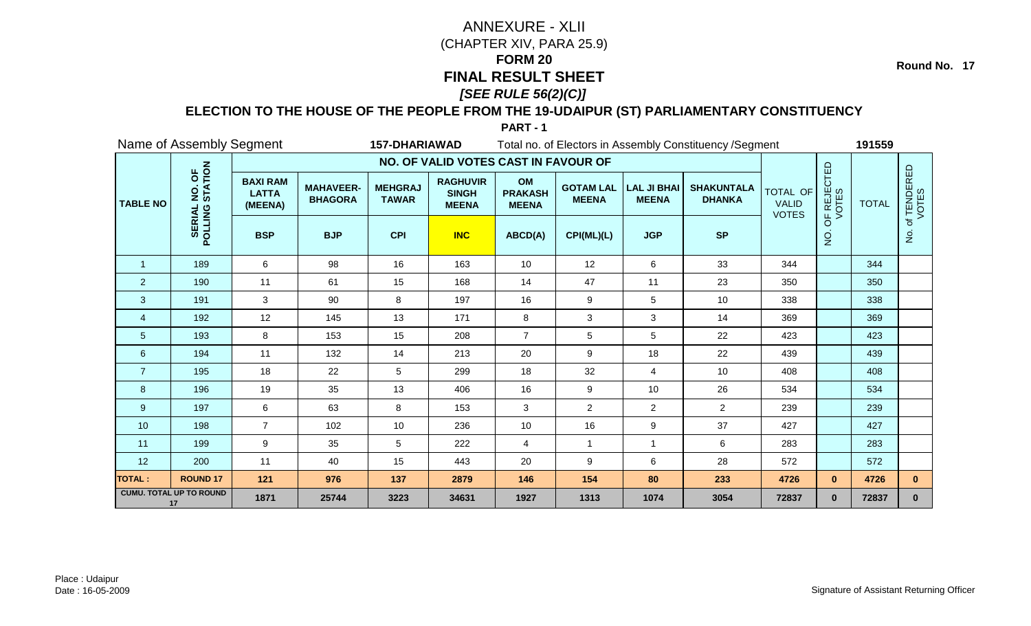# ANNEXURE - XLII

(CHAPTER XIV, PARA 25.9)

## FORM 20

## FINAL RESULT SHEET

### *[SEE RULE 56(2)(C)]*

**Round No. 17**

### ELECTION TO THE HOUSE OF THE PEOPLE FROM THE 19-UDAIPUR (ST) PARLIAMENTARY CONSTITUENCY

**PART - 1**

Name of Assembly Segment **157-DHARIAWAD** Total no. of Electors in Assembly Constituency /Segment **191559**

| TABLE NO | SERIAL NO. OF POLLING STATION | NO. OF VALID VOTES CAST IN FAVOUR OF | | | | | | | | TOTAL OF VALID VOTES | NO. OF REJECTED VOTES | TOTAL | No. of TENDERED VOTES |
|---|---|---|---|---|---|---|---|---|---|---|---|---|---|
| | | BAXI RAM LATTA (MEENA) | MAHAVEER-BHAGORA | MEHGRAJ TAWAR | RAGHUVIR SINGH MEENA | OM PRAKASH MEENA | GOTAM LAL MEENA | LAL JI BHAI MEENA | SHAKUNTALA DHANKA | | | | |
| | | BSP | BJP | CPI | INC | ABCD(A) | CPI(ML)(L) | JGP | SP | | | | |
| 1 | 189 | 6 | 98 | 16 | 163 | 10 | 12 | 6 | 33 | 344 | | 344 | |
| 2 | 190 | 11 | 61 | 15 | 168 | 14 | 47 | 11 | 23 | 350 | | 350 | |
| 3 | 191 | 3 | 90 | 8 | 197 | 16 | 9 | 5 | 10 | 338 | | 338 | |
| 4 | 192 | 12 | 145 | 13 | 171 | 8 | 3 | 3 | 14 | 369 | | 369 | |
| 5 | 193 | 8 | 153 | 15 | 208 | 7 | 5 | 5 | 22 | 423 | | 423 | |
| 6 | 194 | 11 | 132 | 14 | 213 | 20 | 9 | 18 | 22 | 439 | | 439 | |
| 7 | 195 | 18 | 22 | 5 | 299 | 18 | 32 | 4 | 10 | 408 | | 408 | |
| 8 | 196 | 19 | 35 | 13 | 406 | 16 | 9 | 10 | 26 | 534 | | 534 | |
| 9 | 197 | 6 | 63 | 8 | 153 | 3 | 2 | 2 | 2 | 239 | | 239 | |
| 10 | 198 | 7 | 102 | 10 | 236 | 10 | 16 | 9 | 37 | 427 | | 427 | |
| 11 | 199 | 9 | 35 | 5 | 222 | 4 | 1 | 1 | 6 | 283 | | 283 | |
| 12 | 200 | 11 | 40 | 15 | 443 | 20 | 9 | 6 | 28 | 572 | | 572 | |
| **TOTAL :** | **ROUND 17** | **121** | **976** | **137** | **2879** | **146** | **154** | **80** | **233** | **4726** | **0** | **4726** | **0** |
| **CUMU. TOTAL UP TO ROUND 17** | | **1871** | **25744** | **3223** | **34631** | **1927** | **1313** | **1074** | **3054** | **72837** | **0** | **72837** | **0** |

Place : Udaipur
Date : 16-05-2009

Signature of Assistant Returning Officer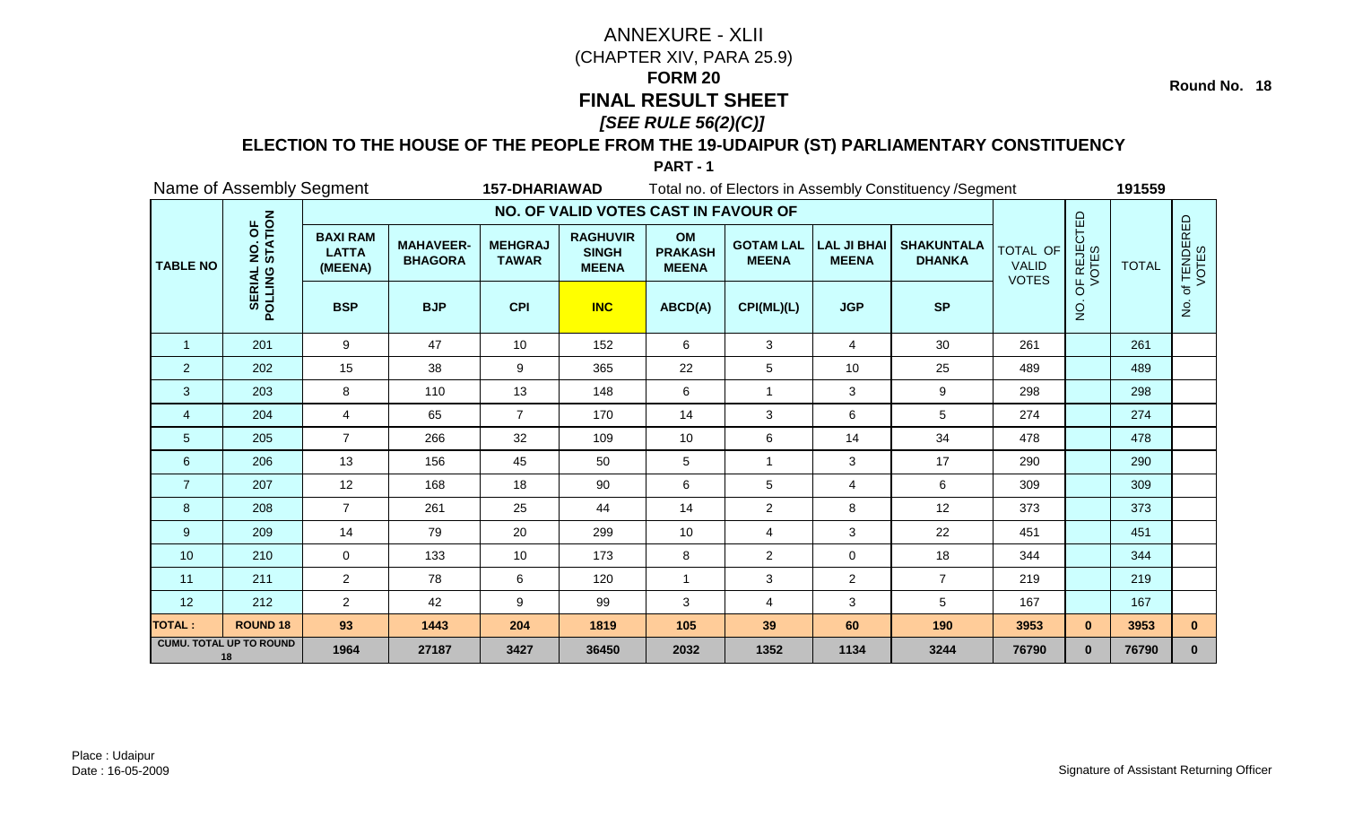# ANNEXURE - XLII

(CHAPTER XIV, PARA 25.9)

## FORM 20

## FINAL RESULT SHEET

### *[SEE RULE 56(2)(C)]*

**Round No. 18**

### ELECTION TO THE HOUSE OF THE PEOPLE FROM THE 19-UDAIPUR (ST) PARLIAMENTARY CONSTITUENCY

**PART - 1**

Name of Assembly Segment: **157-DHARIAWAD** — Total no. of Electors in Assembly Constituency /Segment: **191559**

| TABLE NO | SERIAL NO. OF POLLING STATION | NO. OF VALID VOTES CAST IN FAVOUR OF | | | | | | | | TOTAL OF VALID VOTES | NO. OF REJECTED VOTES | TOTAL | No. of TENDERED VOTES |
|---|---|---|---|---|---|---|---|---|---|---|---|---|---|
| | | BAXI RAM LATTA (MEENA) | MAHAVEER-BHAGORA | MEHGRAJ TAWAR | RAGHUVIR SINGH MEENA | OM PRAKASH MEENA | GOTAM LAL MEENA | LAL JI BHAI MEENA | SHAKUNTALA DHANKA | | | | |
| | | BSP | BJP | CPI | INC | ABCD(A) | CPI(ML)(L) | JGP | SP | | | | |
| 1 | 201 | 9 | 47 | 10 | 152 | 6 | 3 | 4 | 30 | 261 | | 261 | |
| 2 | 202 | 15 | 38 | 9 | 365 | 22 | 5 | 10 | 25 | 489 | | 489 | |
| 3 | 203 | 8 | 110 | 13 | 148 | 6 | 1 | 3 | 9 | 298 | | 298 | |
| 4 | 204 | 4 | 65 | 7 | 170 | 14 | 3 | 6 | 5 | 274 | | 274 | |
| 5 | 205 | 7 | 266 | 32 | 109 | 10 | 6 | 14 | 34 | 478 | | 478 | |
| 6 | 206 | 13 | 156 | 45 | 50 | 5 | 1 | 3 | 17 | 290 | | 290 | |
| 7 | 207 | 12 | 168 | 18 | 90 | 6 | 5 | 4 | 6 | 309 | | 309 | |
| 8 | 208 | 7 | 261 | 25 | 44 | 14 | 2 | 8 | 12 | 373 | | 373 | |
| 9 | 209 | 14 | 79 | 20 | 299 | 10 | 4 | 3 | 22 | 451 | | 451 | |
| 10 | 210 | 0 | 133 | 10 | 173 | 8 | 2 | 0 | 18 | 344 | | 344 | |
| 11 | 211 | 2 | 78 | 6 | 120 | 1 | 3 | 2 | 7 | 219 | | 219 | |
| 12 | 212 | 2 | 42 | 9 | 99 | 3 | 4 | 3 | 5 | 167 | | 167 | |
| **TOTAL :** | **ROUND 18** | **93** | **1443** | **204** | **1819** | **105** | **39** | **60** | **190** | **3953** | **0** | **3953** | **0** |
| **CUMU. TOTAL UP TO ROUND 18** | | **1964** | **27187** | **3427** | **36450** | **2032** | **1352** | **1134** | **3244** | **76790** | **0** | **76790** | **0** |

Place : Udaipur
Date : 16-05-2009

Signature of Assistant Returning Officer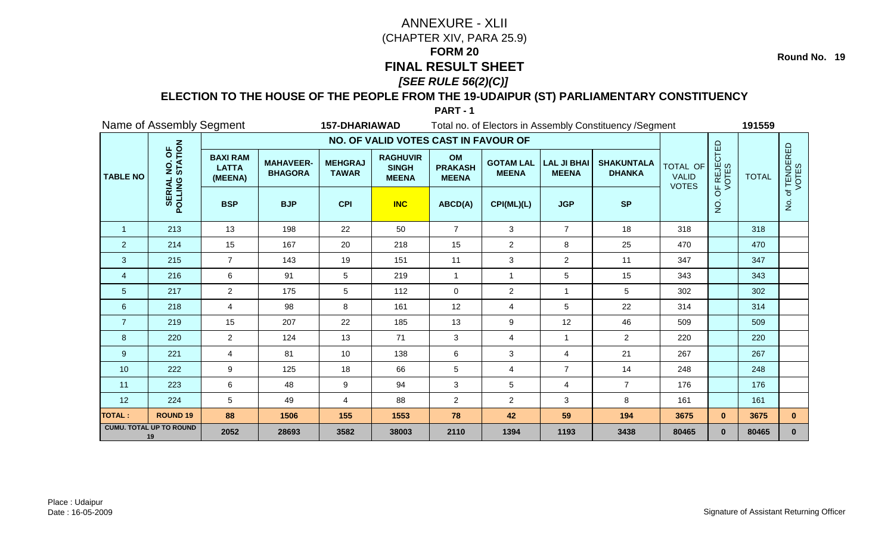# ANNEXURE - XLII

(CHAPTER XIV, PARA 25.9)

**FORM 20**

**FINAL RESULT SHEET**

***[SEE RULE 56(2)(C)]***

**Round No. 19**

## ELECTION TO THE HOUSE OF THE PEOPLE FROM THE 19-UDAIPUR (ST) PARLIAMENTARY CONSTITUENCY

**PART - 1**

Name of Assembly Segment **157-DHARIAWAD** Total no. of Electors in Assembly Constituency /Segment **191559**

| TABLE NO | SERIAL NO. OF POLLING STATION | NO. OF VALID VOTES CAST IN FAVOUR OF | | | | | | | | TOTAL OF VALID VOTES | NO. OF REJECTED VOTES | TOTAL | No. of TENDERED VOTES |
|---|---|---|---|---|---|---|---|---|---|---|---|---|---|
| | | BAXI RAM LATTA (MEENA) | MAHAVEER-BHAGORA | MEHGRAJ TAWAR | RAGHUVIR SINGH MEENA | OM PRAKASH MEENA | GOTAM LAL MEENA | LAL JI BHAI MEENA | SHAKUNTALA DHANKA | | | | |
| | | BSP | BJP | CPI | INC | ABCD(A) | CPI(ML)(L) | JGP | SP | | | | |
| 1 | 213 | 13 | 198 | 22 | 50 | 7 | 3 | 7 | 18 | 318 | | 318 | |
| 2 | 214 | 15 | 167 | 20 | 218 | 15 | 2 | 8 | 25 | 470 | | 470 | |
| 3 | 215 | 7 | 143 | 19 | 151 | 11 | 3 | 2 | 11 | 347 | | 347 | |
| 4 | 216 | 6 | 91 | 5 | 219 | 1 | 1 | 5 | 15 | 343 | | 343 | |
| 5 | 217 | 2 | 175 | 5 | 112 | 0 | 2 | 1 | 5 | 302 | | 302 | |
| 6 | 218 | 4 | 98 | 8 | 161 | 12 | 4 | 5 | 22 | 314 | | 314 | |
| 7 | 219 | 15 | 207 | 22 | 185 | 13 | 9 | 12 | 46 | 509 | | 509 | |
| 8 | 220 | 2 | 124 | 13 | 71 | 3 | 4 | 1 | 2 | 220 | | 220 | |
| 9 | 221 | 4 | 81 | 10 | 138 | 6 | 3 | 4 | 21 | 267 | | 267 | |
| 10 | 222 | 9 | 125 | 18 | 66 | 5 | 4 | 7 | 14 | 248 | | 248 | |
| 11 | 223 | 6 | 48 | 9 | 94 | 3 | 5 | 4 | 7 | 176 | | 176 | |
| 12 | 224 | 5 | 49 | 4 | 88 | 2 | 2 | 3 | 8 | 161 | | 161 | |
| **TOTAL :** | **ROUND 19** | **88** | **1506** | **155** | **1553** | **78** | **42** | **59** | **194** | **3675** | **0** | **3675** | **0** |
| **CUMU. TOTAL UP TO ROUND 19** | | **2052** | **28693** | **3582** | **38003** | **2110** | **1394** | **1193** | **3438** | **80465** | **0** | **80465** | **0** |

Place : Udaipur
Date : 16-05-2009

Signature of Assistant Returning Officer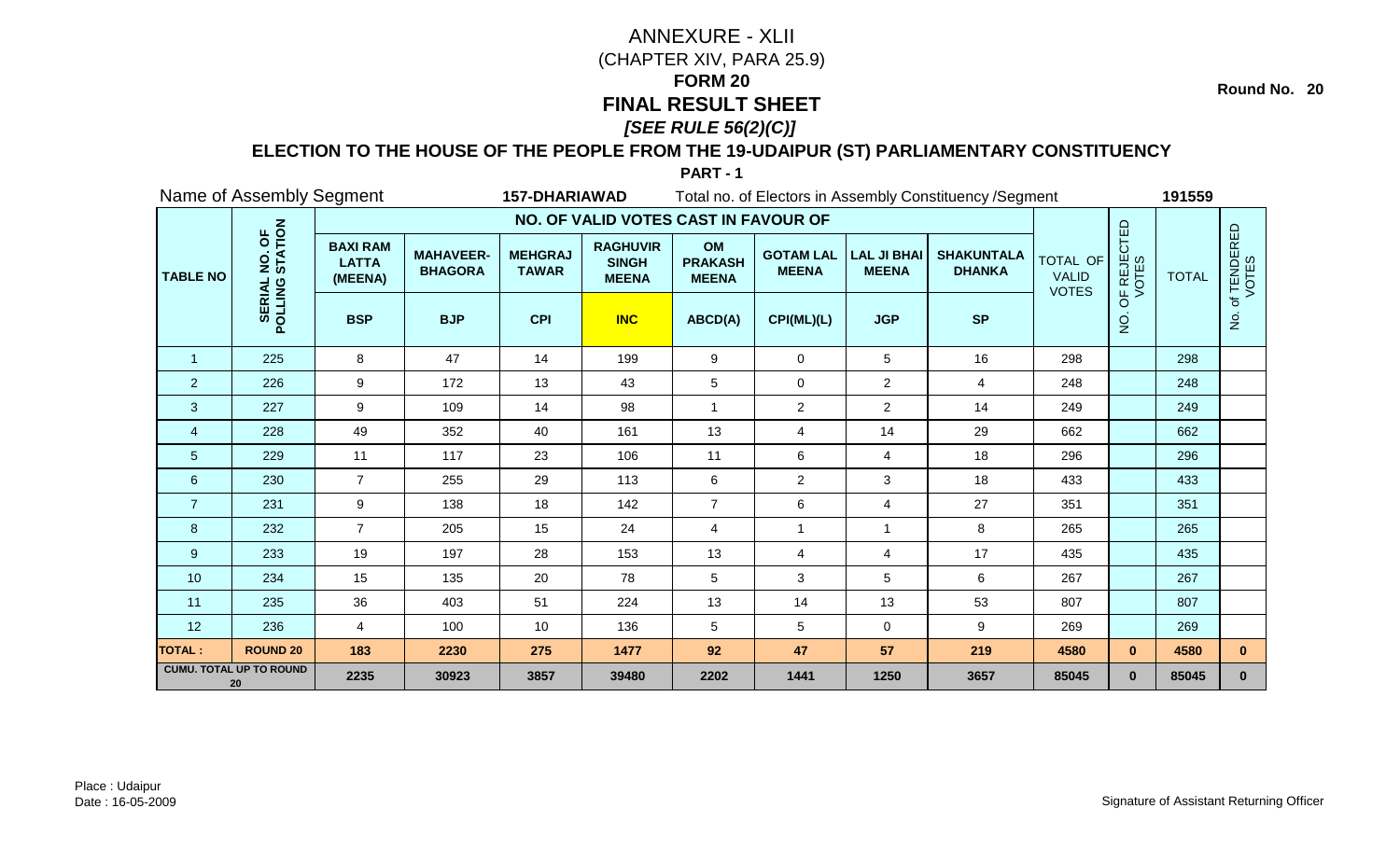# ANNEXURE - XLII

(CHAPTER XIV, PARA 25.9)

## FORM 20

## FINAL RESULT SHEET

***[SEE RULE 56(2)(C)]***

**Round No. 20**

### ELECTION TO THE HOUSE OF THE PEOPLE FROM THE 19-UDAIPUR (ST) PARLIAMENTARY CONSTITUENCY

**PART - 1**

Name of Assembly Segment **157-DHARIAWAD** Total no. of Electors in Assembly Constituency /Segment **191559**

| TABLE NO | SERIAL NO. OF POLLING STATION | NO. OF VALID VOTES CAST IN FAVOUR OF | | | | | | | | TOTAL OF VALID VOTES | NO. OF REJECTED VOTES | TOTAL | No. of TENDERED VOTES |
|---|---|---|---|---|---|---|---|---|---|---|---|---|---|
| | | BAXI RAM LATTA (MEENA) | MAHAVEER-BHAGORA | MEHGRAJ TAWAR | RAGHUVIR SINGH MEENA | OM PRAKASH MEENA | GOTAM LAL MEENA | LAL JI BHAI MEENA | SHAKUNTALA DHANKA | | | | |
| | | BSP | BJP | CPI | INC | ABCD(A) | CPI(ML)(L) | JGP | SP | | | | |
| 1 | 225 | 8 | 47 | 14 | 199 | 9 | 0 | 5 | 16 | 298 | | 298 | |
| 2 | 226 | 9 | 172 | 13 | 43 | 5 | 0 | 2 | 4 | 248 | | 248 | |
| 3 | 227 | 9 | 109 | 14 | 98 | 1 | 2 | 2 | 14 | 249 | | 249 | |
| 4 | 228 | 49 | 352 | 40 | 161 | 13 | 4 | 14 | 29 | 662 | | 662 | |
| 5 | 229 | 11 | 117 | 23 | 106 | 11 | 6 | 4 | 18 | 296 | | 296 | |
| 6 | 230 | 7 | 255 | 29 | 113 | 6 | 2 | 3 | 18 | 433 | | 433 | |
| 7 | 231 | 9 | 138 | 18 | 142 | 7 | 6 | 4 | 27 | 351 | | 351 | |
| 8 | 232 | 7 | 205 | 15 | 24 | 4 | 1 | 1 | 8 | 265 | | 265 | |
| 9 | 233 | 19 | 197 | 28 | 153 | 13 | 4 | 4 | 17 | 435 | | 435 | |
| 10 | 234 | 15 | 135 | 20 | 78 | 5 | 3 | 5 | 6 | 267 | | 267 | |
| 11 | 235 | 36 | 403 | 51 | 224 | 13 | 14 | 13 | 53 | 807 | | 807 | |
| 12 | 236 | 4 | 100 | 10 | 136 | 5 | 5 | 0 | 9 | 269 | | 269 | |
| **TOTAL :** | **ROUND 20** | **183** | **2230** | **275** | **1477** | **92** | **47** | **57** | **219** | **4580** | **0** | **4580** | **0** |
| **CUMU. TOTAL UP TO ROUND 20** | | **2235** | **30923** | **3857** | **39480** | **2202** | **1441** | **1250** | **3657** | **85045** | **0** | **85045** | **0** |

Place : Udaipur

Date : 16-05-2009

Signature of Assistant Returning Officer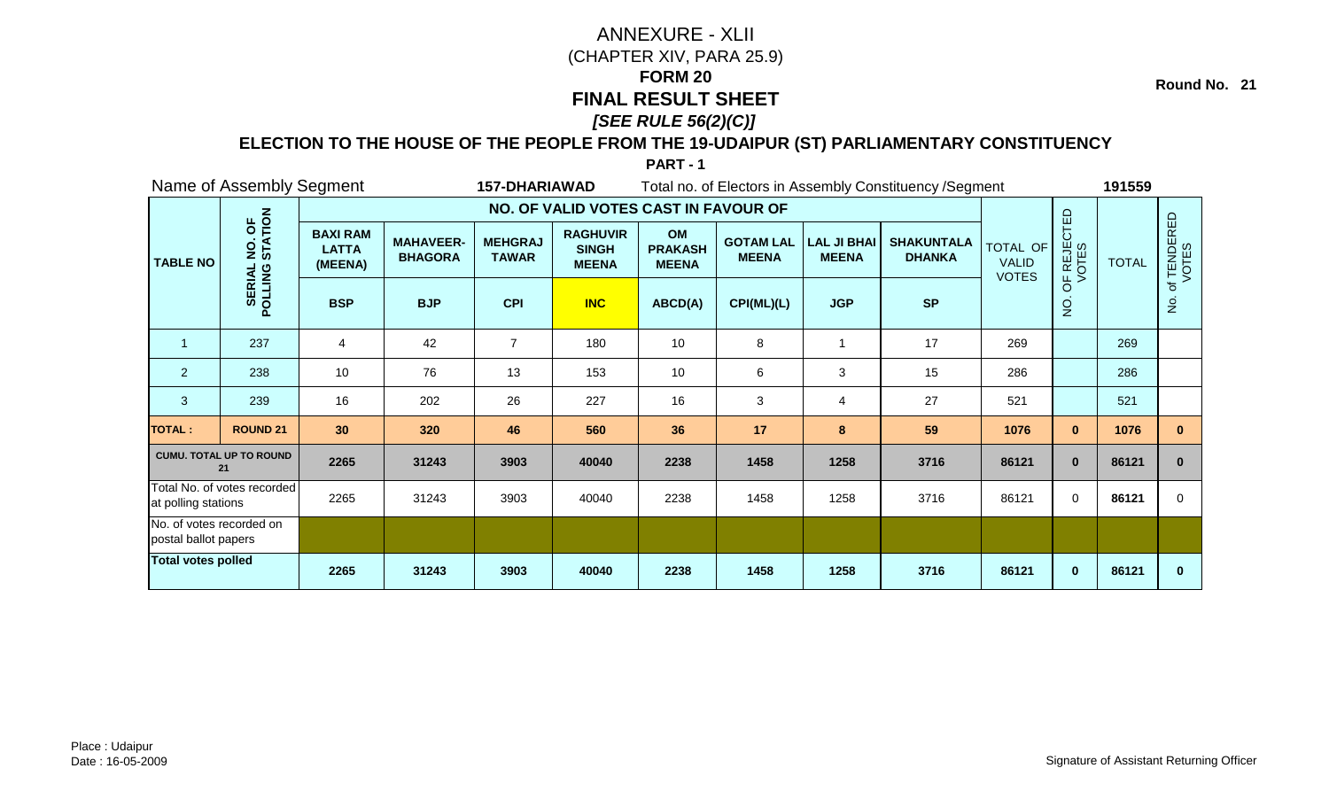# ANNEXURE - XLII

(CHAPTER XIV, PARA 25.9)

**FORM 20**

# FINAL RESULT SHEET

***[SEE RULE 56(2)(C)]***

**Round No. 21**

## ELECTION TO THE HOUSE OF THE PEOPLE FROM THE 19-UDAIPUR (ST) PARLIAMENTARY CONSTITUENCY

**PART - 1**

Name of Assembly Segment **157-DHARIAWAD** Total no. of Electors in Assembly Constituency /Segment **191559**

| TABLE NO | SERIAL NO. OF POLLING STATION | NO. OF VALID VOTES CAST IN FAVOUR OF | | | | | | | | TOTAL OF VALID VOTES | NO. OF REJECTED VOTES | TOTAL | No. of TENDERED VOTES |
|---|---|---|---|---|---|---|---|---|---|---|---|---|---|
| | | BAXI RAM LATTA (MEENA) | MAHAVEER-BHAGORA | MEHGRAJ TAWAR | RAGHUVIR SINGH MEENA | OM PRAKASH MEENA | GOTAM LAL MEENA | LAL JI BHAI MEENA | SHAKUNTALA DHANKA | | | | |
| | | BSP | BJP | CPI | INC | ABCD(A) | CPI(ML)(L) | JGP | SP | | | | |
| 1 | 237 | 4 | 42 | 7 | 180 | 10 | 8 | 1 | 17 | 269 | | 269 | |
| 2 | 238 | 10 | 76 | 13 | 153 | 10 | 6 | 3 | 15 | 286 | | 286 | |
| 3 | 239 | 16 | 202 | 26 | 227 | 16 | 3 | 4 | 27 | 521 | | 521 | |
| **TOTAL :** | **ROUND 21** | **30** | **320** | **46** | **560** | **36** | **17** | **8** | **59** | **1076** | **0** | **1076** | **0** |
| **CUMU. TOTAL UP TO ROUND 21** | | **2265** | **31243** | **3903** | **40040** | **2238** | **1458** | **1258** | **3716** | **86121** | **0** | **86121** | **0** |
| Total No. of votes recorded at polling stations | | 2265 | 31243 | 3903 | 40040 | 2238 | 1458 | 1258 | 3716 | 86121 | 0 | **86121** | 0 |
| No. of votes recorded on postal ballot papers | | | | | | | | | | | | | |
| **Total votes polled** | | **2265** | **31243** | **3903** | **40040** | **2238** | **1458** | **1258** | **3716** | **86121** | **0** | **86121** | **0** |

Place : Udaipur
Date : 16-05-2009

Signature of Assistant Returning Officer